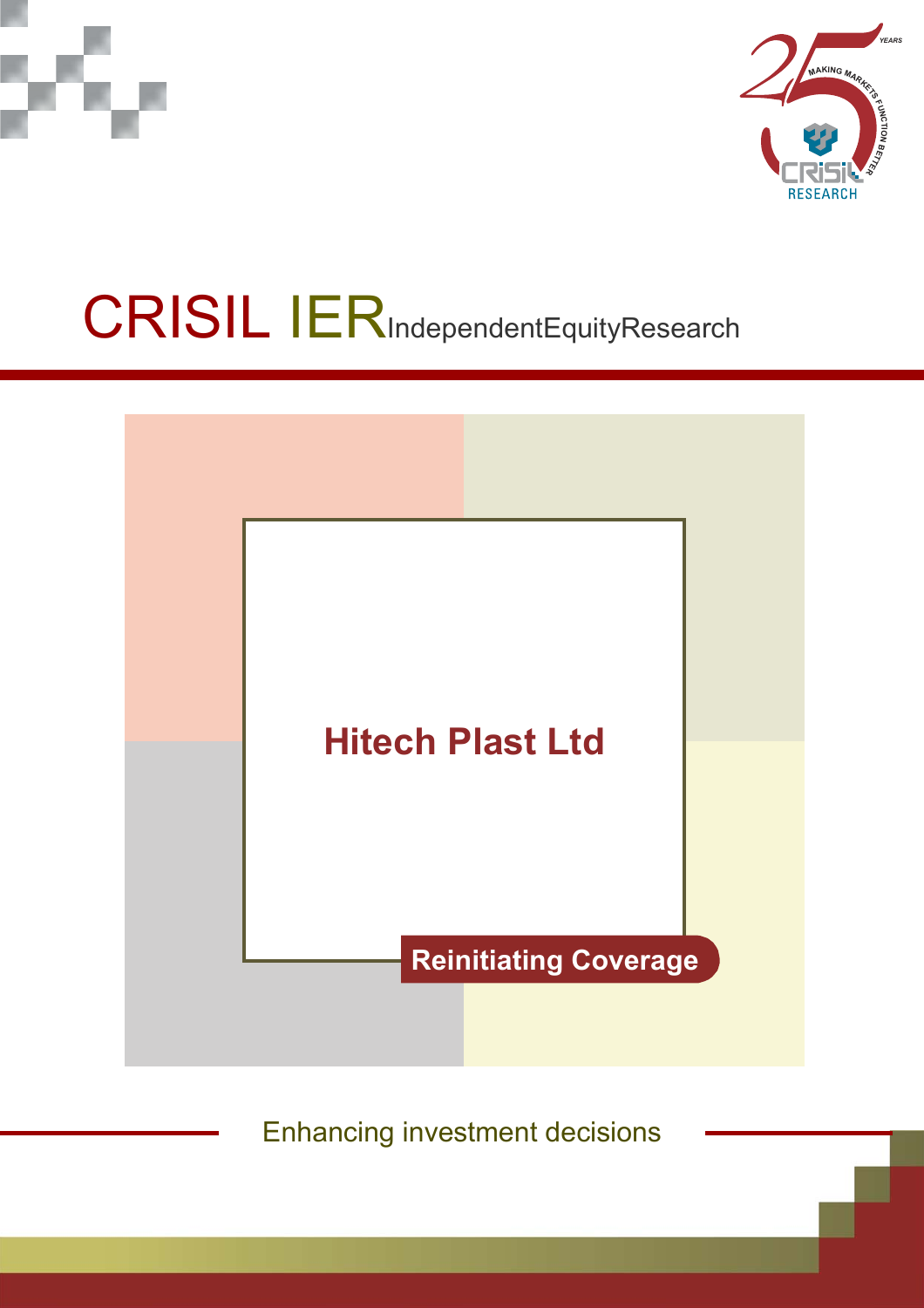# CRISIL IER IndependentEquityResearch

## Hitech Plast Ltd

**Reinitiating Coverage**

Enhancing investment decisions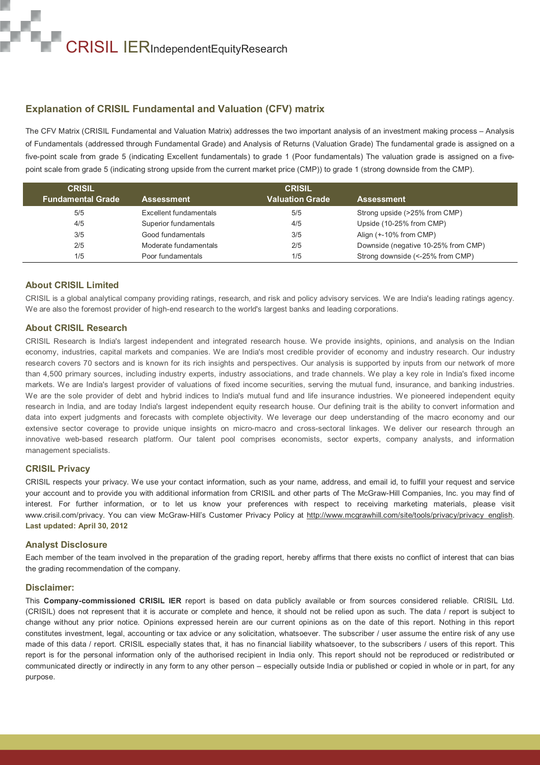## Explanation of CRISIL Fundamental and Valuation (CFV) matrix

The CFV Matrix (CRISIL Fundamental and Valuation Matrix) addresses the two important analysis of an investment making process – Analysis of Fundamentals (addressed through Fundamental Grade) and Analysis of Returns (Valuation Grade) The fundamental grade is assigned on a five-point scale from grade 5 (indicating Excellent fundamentals) to grade 1 (Poor fundamentals) The valuation grade is assigned on a five-point scale from grade 5 (indicating strong upside from the current market price (CMP)) to grade 1 (strong downside from the CMP).

| CRISIL Fundamental Grade | Assessment | CRISIL Valuation Grade | Assessment |
|---|---|---|---|
| 5/5 | Excellent fundamentals | 5/5 | Strong upside (>25% from CMP) |
| 4/5 | Superior fundamentals | 4/5 | Upside (10-25% from CMP) |
| 3/5 | Good fundamentals | 3/5 | Align (+-10% from CMP) |
| 2/5 | Moderate fundamentals | 2/5 | Downside (negative 10-25% from CMP) |
| 1/5 | Poor fundamentals | 1/5 | Strong downside (<-25% from CMP) |

### About CRISIL Limited

CRISIL is a global analytical company providing ratings, research, and risk and policy advisory services. We are India's leading ratings agency. We are also the foremost provider of high-end research to the world's largest banks and leading corporations.

### About CRISIL Research

CRISIL Research is India's largest independent and integrated research house. We provide insights, opinions, and analysis on the Indian economy, industries, capital markets and companies. We are India's most credible provider of economy and industry research. Our industry research covers 70 sectors and is known for its rich insights and perspectives. Our analysis is supported by inputs from our network of more than 4,500 primary sources, including industry experts, industry associations, and trade channels. We play a key role in India's fixed income markets. We are India's largest provider of valuations of fixed income securities, serving the mutual fund, insurance, and banking industries. We are the sole provider of debt and hybrid indices to India's mutual fund and life insurance industries. We pioneered independent equity research in India, and are today India's largest independent equity research house. Our defining trait is the ability to convert information and data into expert judgments and forecasts with complete objectivity. We leverage our deep understanding of the macro economy and our extensive sector coverage to provide unique insights on micro-macro and cross-sectoral linkages. We deliver our research through an innovative web-based research platform. Our talent pool comprises economists, sector experts, company analysts, and information management specialists.

### CRISIL Privacy

CRISIL respects your privacy. We use your contact information, such as your name, address, and email id, to fulfill your request and service your account and to provide you with additional information from CRISIL and other parts of The McGraw-Hill Companies, Inc. you may find of interest. For further information, or to let us know your preferences with respect to receiving marketing materials, please visit www.crisil.com/privacy. You can view McGraw-Hill's Customer Privacy Policy at http://www.mcgrawhill.com/site/tools/privacy/privacy_english.
**Last updated: April 30, 2012**

### Analyst Disclosure

Each member of the team involved in the preparation of the grading report, hereby affirms that there exists no conflict of interest that can bias the grading recommendation of the company.

### Disclaimer:

This **Company-commissioned CRISIL IER** report is based on data publicly available or from sources considered reliable. CRISIL Ltd. (CRISIL) does not represent that it is accurate or complete and hence, it should not be relied upon as such. The data / report is subject to change without any prior notice. Opinions expressed herein are our current opinions as on the date of this report. Nothing in this report constitutes investment, legal, accounting or tax advice or any solicitation, whatsoever. The subscriber / user assume the entire risk of any use made of this data / report. CRISIL especially states that, it has no financial liability whatsoever, to the subscribers / users of this report. This report is for the personal information only of the authorised recipient in India only. This report should not be reproduced or redistributed or communicated directly or indirectly in any form to any other person – especially outside India or published or copied in whole or in part, for any purpose.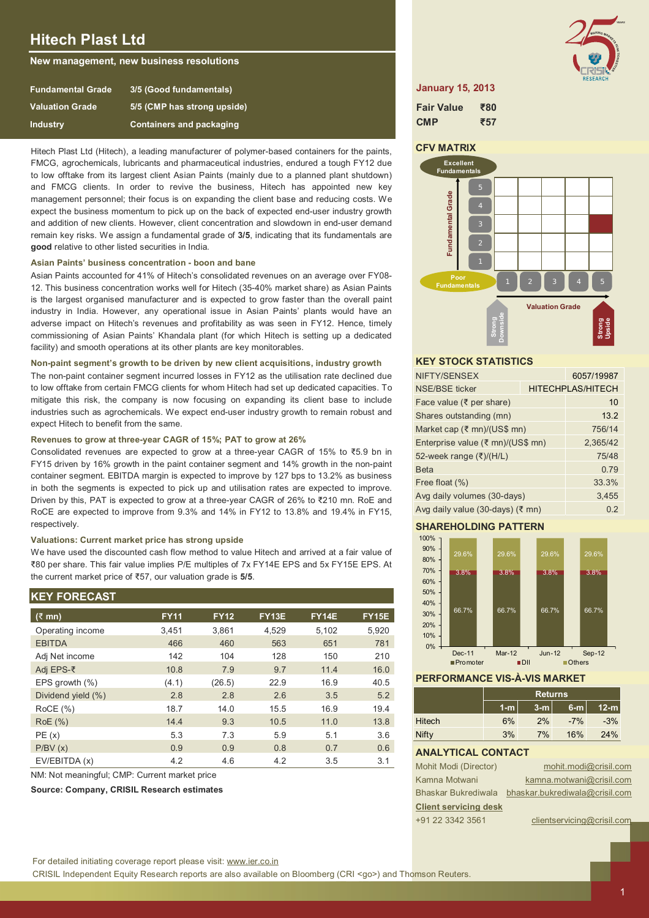# Hitech Plast Ltd

**New management, new business resolutions**

| | |
|---|---|
| **Fundamental Grade** | 3/5 (Good fundamentals) |
| **Valuation Grade** | 5/5 (CMP has strong upside) |
| **Industry** | Containers and packaging |

**January 15, 2013**

| | |
|---|---|
| **Fair Value** | ₹80 |
| **CMP** | ₹57 |

Hitech Plast Ltd (Hitech), a leading manufacturer of polymer-based containers for the paints, FMCG, agrochemicals, lubricants and pharmaceutical industries, endured a tough FY12 due to low offtake from its largest client Asian Paints (mainly due to a planned plant shutdown) and FMCG clients. In order to revive the business, Hitech has appointed new key management personnel; their focus is on expanding the client base and reducing costs. We expect the business momentum to pick up on the back of expected end-user industry growth and addition of new clients. However, client concentration and slowdown in end-user demand remain key risks. We assign a fundamental grade of **3/5**, indicating that its fundamentals are **good** relative to other listed securities in India.

### Asian Paints' business concentration - boon and bane

Asian Paints accounted for 41% of Hitech's consolidated revenues on an average over FY08-12. This business concentration works well for Hitech (35-40% market share) as Asian Paints is the largest organised manufacturer and is expected to grow faster than the overall paint industry in India. However, any operational issue in Asian Paints' plants would have an adverse impact on Hitech's revenues and profitability as was seen in FY12. Hence, timely commissioning of Asian Paints' Khandala plant (for which Hitech is setting up a dedicated facility) and smooth operations at its other plants are key monitorables.

### Non-paint segment's growth to be driven by new client acquisitions, industry growth

The non-paint container segment incurred losses in FY12 as the utilisation rate declined due to low offtake from certain FMCG clients for whom Hitech had set up dedicated capacities. To mitigate this risk, the company is now focusing on expanding its client base to include industries such as agrochemicals. We expect end-user industry growth to remain robust and expect Hitech to benefit from the same.

### Revenues to grow at three-year CAGR of 15%; PAT to grow at 26%

Consolidated revenues are expected to grow at a three-year CAGR of 15% to ₹5.9 bn in FY15 driven by 16% growth in the paint container segment and 14% growth in the non-paint container segment. EBITDA margin is expected to improve by 127 bps to 13.2% as business in both the segments is expected to pick up and utilisation rates are expected to improve. Driven by this, PAT is expected to grow at a three-year CAGR of 26% to ₹210 mn. RoE and RoCE are expected to improve from 9.3% and 14% in FY12 to 13.8% and 19.4% in FY15, respectively.

### Valuations: Current market price has strong upside

We have used the discounted cash flow method to value Hitech and arrived at a fair value of ₹80 per share. This fair value implies P/E multiples of 7x FY14E EPS and 5x FY15E EPS. At the current market price of ₹57, our valuation grade is **5/5**.

## KEY FORECAST

| (₹ mn) | FY11 | FY12 | FY13E | FY14E | FY15E |
|---|---|---|---|---|---|
| Operating income | 3,451 | 3,861 | 4,529 | 5,102 | 5,920 |
| EBITDA | 466 | 460 | 563 | 651 | 781 |
| Adj Net income | 142 | 104 | 128 | 150 | 210 |
| Adj EPS-₹ | 10.8 | 7.9 | 9.7 | 11.4 | 16.0 |
| EPS growth (%) | (4.1) | (26.5) | 22.9 | 16.9 | 40.5 |
| Dividend yield (%) | 2.8 | 2.8 | 2.6 | 3.5 | 5.2 |
| RoCE (%) | 18.7 | 14.0 | 15.5 | 16.9 | 19.4 |
| RoE (%) | 14.4 | 9.3 | 10.5 | 11.0 | 13.8 |
| PE (x) | 5.3 | 7.3 | 5.9 | 5.1 | 3.6 |
| P/BV (x) | 0.9 | 0.9 | 0.8 | 0.7 | 0.6 |
| EV/EBITDA (x) | 4.2 | 4.6 | 4.2 | 3.5 | 3.1 |

NM: Not meaningful; CMP: Current market price

**Source: Company, CRISIL Research estimates**

## CFV MATRIX

Fundamental Grade (Poor Fundamentals 1 – Excellent Fundamentals 5) vs Valuation Grade (Strong Downside 1 – Strong Upside 5). Position: Fundamental Grade 3, Valuation Grade 5.

## KEY STOCK STATISTICS

| | |
|---|---|
| NIFTY/SENSEX | 6057/19987 |
| NSE/BSE ticker | HITECHPLAS/HITECH |
| Face value (₹ per share) | 10 |
| Shares outstanding (mn) | 13.2 |
| Market cap (₹ mn)/(US$ mn) | 756/14 |
| Enterprise value (₹ mn)/(US$ mn) | 2,365/42 |
| 52-week range (₹)/(H/L) | 75/48 |
| Beta | 0.79 |
| Free float (%) | 33.3% |
| Avg daily volumes (30-days) | 3,455 |
| Avg daily value (30-days) (₹ mn) | 0.2 |

## SHAREHOLDING PATTERN

| | Dec-11 | Mar-12 | Jun-12 | Sep-12 |
|---|---|---|---|---|
| Promoter | 66.7% | 66.7% | 66.7% | 66.7% |
| DII | 3.8% | 3.8% | 3.8% | 3.8% |
| Others | 29.6% | 29.6% | 29.6% | 29.6% |

## PERFORMANCE VIS-À-VIS MARKET

| | Returns | | | |
|---|---|---|---|---|
| | 1-m | 3-m | 6-m | 12-m |
| Hitech | 6% | 2% | -7% | -3% |
| Nifty | 3% | 7% | 16% | 24% |

## ANALYTICAL CONTACT

Mohit Modi (Director) mohit.modi@crisil.com
Kamna Motwani kamna.motwani@crisil.com
Bhaskar Bukrediwala bhaskar.bukrediwala@crisil.com

**Client servicing desk**

+91 22 3342 3561 clientservicing@crisil.com

For detailed initiating coverage report please visit: www.ier.co.in

CRISIL Independent Equity Research reports are also available on Bloomberg (CRI <go>) and Thomson Reuters.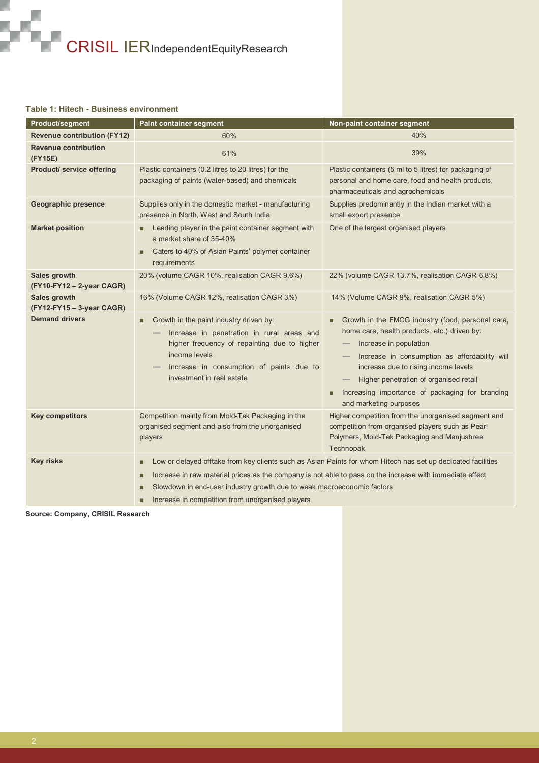**Table 1: Hitech - Business environment**

| Product/segment | Paint container segment | Non-paint container segment |
|---|---|---|
| **Revenue contribution (FY12)** | 60% | 40% |
| **Revenue contribution (FY15E)** | 61% | 39% |
| **Product/ service offering** | Plastic containers (0.2 litres to 20 litres) for the packaging of paints (water-based) and chemicals | Plastic containers (5 ml to 5 litres) for packaging of personal and home care, food and health products, pharmaceuticals and agrochemicals |
| **Geographic presence** | Supplies only in the domestic market - manufacturing presence in North, West and South India | Supplies predominantly in the Indian market with a small export presence |
| **Market position** | ■ Leading player in the paint container segment with a market share of 35-40% <br> ■ Caters to 40% of Asian Paints' polymer container requirements | One of the largest organised players |
| **Sales growth (FY10-FY12 – 2-year CAGR)** | 20% (volume CAGR 10%, realisation CAGR 9.6%) | 22% (volume CAGR 13.7%, realisation CAGR 6.8%) |
| **Sales growth (FY12-FY15 – 3-year CAGR)** | 16% (Volume CAGR 12%, realisation CAGR 3%) | 14% (Volume CAGR 9%, realisation CAGR 5%) |
| **Demand drivers** | ■ Growth in the paint industry driven by: <br> — Increase in penetration in rural areas and higher frequency of repainting due to higher income levels <br> — Increase in consumption of paints due to investment in real estate | ■ Growth in the FMCG industry (food, personal care, home care, health products, etc.) driven by: <br> — Increase in population <br> — Increase in consumption as affordability will increase due to rising income levels <br> — Higher penetration of organised retail <br> ■ Increasing importance of packaging for branding and marketing purposes |
| **Key competitors** | Competition mainly from Mold-Tek Packaging in the organised segment and also from the unorganised players | Higher competition from the unorganised segment and competition from organised players such as Pearl Polymers, Mold-Tek Packaging and Manjushree Technopak |
| **Key risks** | ■ Low or delayed offtake from key clients such as Asian Paints for whom Hitech has set up dedicated facilities <br> ■ Increase in raw material prices as the company is not able to pass on the increase with immediate effect <br> ■ Slowdown in end-user industry growth due to weak macroeconomic factors <br> ■ Increase in competition from unorganised players | |

**Source: Company, CRISIL Research**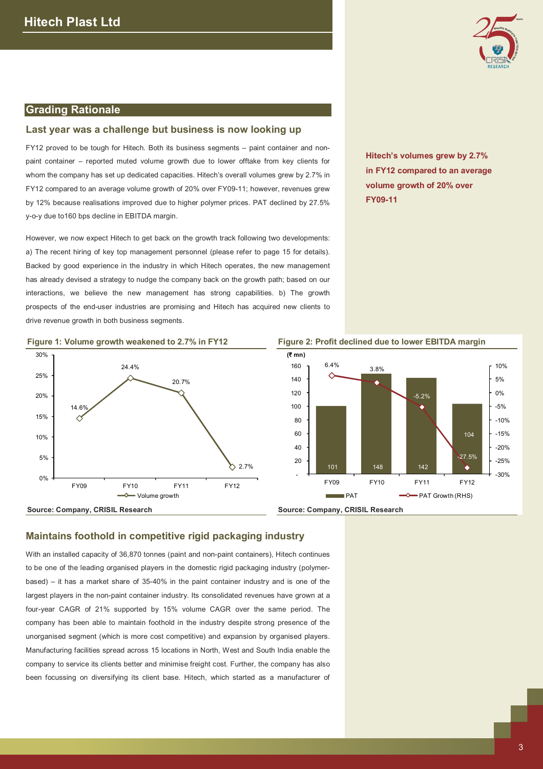## Grading Rationale

### Last year was a challenge but business is now looking up

FY12 proved to be tough for Hitech. Both its business segments – paint container and non-paint container – reported muted volume growth due to lower offtake from key clients for whom the company has set up dedicated capacities. Hitech's overall volumes grew by 2.7% in FY12 compared to an average volume growth of 20% over FY09-11; however, revenues grew by 12% because realisations improved due to higher polymer prices. PAT declined by 27.5% y-o-y due to160 bps decline in EBITDA margin.

**Hitech's volumes grew by 2.7% in FY12 compared to an average volume growth of 20% over FY09-11**

However, we now expect Hitech to get back on the growth track following two developments: a) The recent hiring of key top management personnel (please refer to page 15 for details). Backed by good experience in the industry in which Hitech operates, the new management has already devised a strategy to nudge the company back on the growth path; based on our interactions, we believe the new management has strong capabilities. b) The growth prospects of the end-user industries are promising and Hitech has acquired new clients to drive revenue growth in both business segments.

**Figure 1: Volume growth weakened to 2.7% in FY12**

| | FY09 | FY10 | FY11 | FY12 |
|---|---|---|---|---|
| Volume growth | 14.6% | 24.4% | 20.7% | 2.7% |

**Source: Company, CRISIL Research**

**Figure 2: Profit declined due to lower EBITDA margin**

| (₹ mn) | FY09 | FY10 | FY11 | FY12 |
|---|---|---|---|---|
| PAT | 101 | 148 | 142 | 104 |
| PAT Growth (RHS) | 6.4% | 3.8% | -5.2% | -27.5% |

**Source: Company, CRISIL Research**

### Maintains foothold in competitive rigid packaging industry

With an installed capacity of 36,870 tonnes (paint and non-paint containers), Hitech continues to be one of the leading organised players in the domestic rigid packaging industry (polymer-based) – it has a market share of 35-40% in the paint container industry and is one of the largest players in the non-paint container industry. Its consolidated revenues have grown at a four-year CAGR of 21% supported by 15% volume CAGR over the same period. The company has been able to maintain foothold in the industry despite strong presence of the unorganised segment (which is more cost competitive) and expansion by organised players. Manufacturing facilities spread across 15 locations in North, West and South India enable the company to service its clients better and minimise freight cost. Further, the company has also been focussing on diversifying its client base. Hitech, which started as a manufacturer of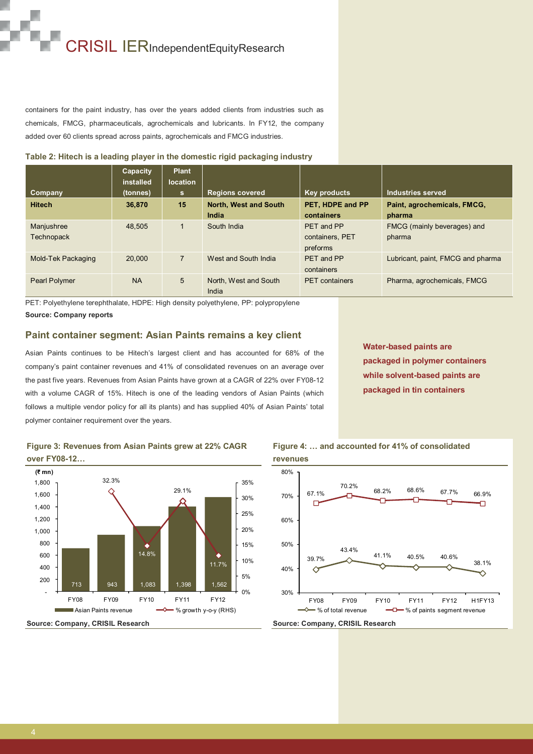containers for the paint industry, has over the years added clients from industries such as chemicals, FMCG, pharmaceuticals, agrochemicals and lubricants. In FY12, the company added over 60 clients spread across paints, agrochemicals and FMCG industries.

**Table 2: Hitech is a leading player in the domestic rigid packaging industry**

| Company | Capacity installed (tonnes) | Plant locations | Regions covered | Key products | Industries served |
|---|---|---|---|---|---|
| **Hitech** | **36,870** | **15** | **North, West and South India** | **PET, HDPE and PP containers** | **Paint, agrochemicals, FMCG, pharma** |
| Manjushree Technopack | 48,505 | 1 | South India | PET and PP containers, PET preforms | FMCG (mainly beverages) and pharma |
| Mold-Tek Packaging | 20,000 | 7 | West and South India | PET and PP containers | Lubricant, paint, FMCG and pharma |
| Pearl Polymer | NA | 5 | North, West and South India | PET containers | Pharma, agrochemicals, FMCG |

PET: Polyethylene terephthalate, HDPE: High density polyethylene, PP: polypropylene

**Source: Company reports**

## Paint container segment: Asian Paints remains a key client

Asian Paints continues to be Hitech's largest client and has accounted for 68% of the company's paint container revenues and 41% of consolidated revenues on an average over the past five years. Revenues from Asian Paints have grown at a CAGR of 22% over FY08-12 with a volume CAGR of 15%. Hitech is one of the leading vendors of Asian Paints (which follows a multiple vendor policy for all its plants) and has supplied 40% of Asian Paints' total polymer container requirement over the years.

**Water-based paints are packaged in polymer containers while solvent-based paints are packaged in tin containers**

**Figure 3: Revenues from Asian Paints grew at 22% CAGR over FY08-12…**

(₹ mn)

| | FY08 | FY09 | FY10 | FY11 | FY12 |
|---|---|---|---|---|---|
| Asian Paints revenue | 713 | 943 | 1,083 | 1,398 | 1,562 |
| % growth y-o-y (RHS) | | 32.3% | 14.8% | 29.1% | 11.7% |

**Source: Company, CRISIL Research**

**Figure 4: … and accounted for 41% of consolidated revenues**

| | FY08 | FY09 | FY10 | FY11 | FY12 | H1FY13 |
|---|---|---|---|---|---|---|
| % of total revenue | 39.7% | 43.4% | 41.1% | 40.5% | 40.6% | 38.1% |
| % of paints segment revenue | 67.1% | 70.2% | 68.2% | 68.6% | 67.7% | 66.9% |

**Source: Company, CRISIL Research**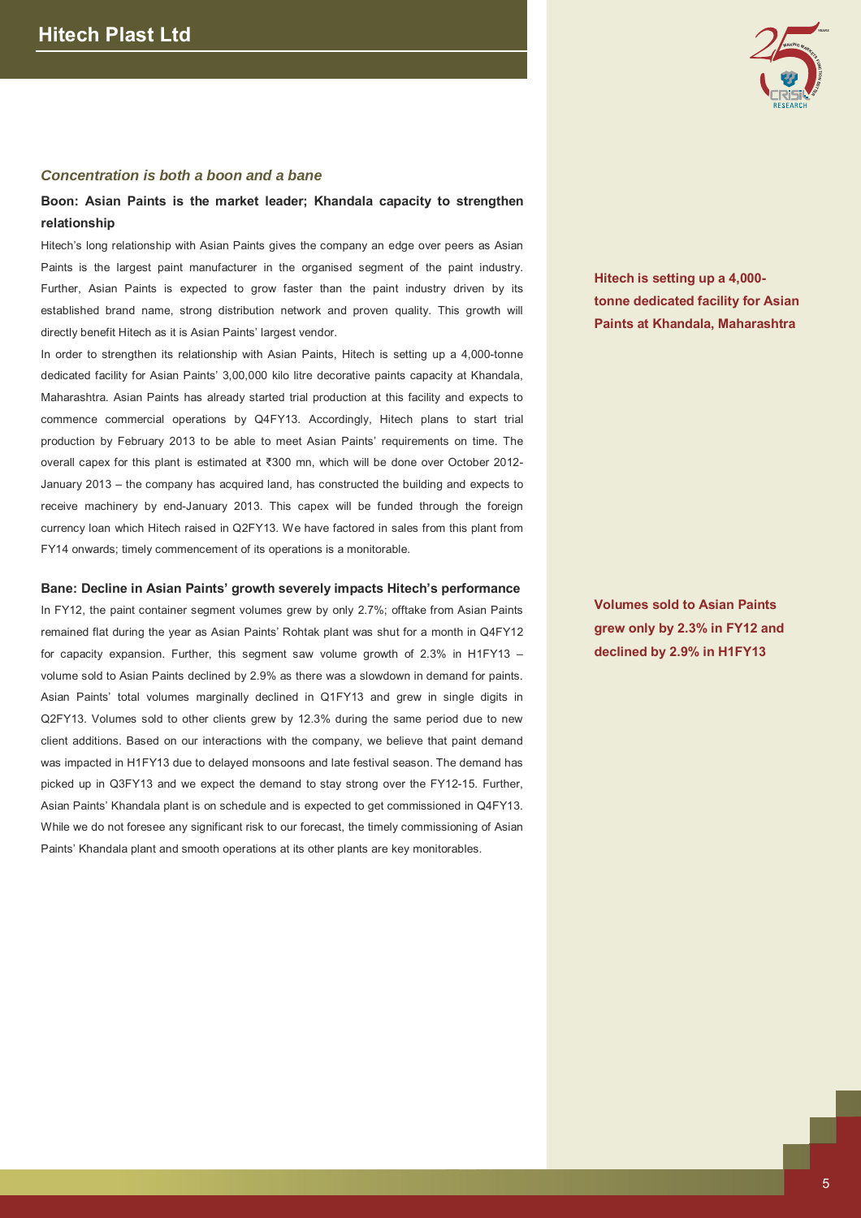### *Concentration is both a boon and a bane*

**Boon: Asian Paints is the market leader; Khandala capacity to strengthen relationship**

Hitech's long relationship with Asian Paints gives the company an edge over peers as Asian Paints is the largest paint manufacturer in the organised segment of the paint industry. Further, Asian Paints is expected to grow faster than the paint industry driven by its established brand name, strong distribution network and proven quality. This growth will directly benefit Hitech as it is Asian Paints' largest vendor.

**Hitech is setting up a 4,000-tonne dedicated facility for Asian Paints at Khandala, Maharashtra**

In order to strengthen its relationship with Asian Paints, Hitech is setting up a 4,000-tonne dedicated facility for Asian Paints' 3,00,000 kilo litre decorative paints capacity at Khandala, Maharashtra. Asian Paints has already started trial production at this facility and expects to commence commercial operations by Q4FY13. Accordingly, Hitech plans to start trial production by February 2013 to be able to meet Asian Paints' requirements on time. The overall capex for this plant is estimated at ₹300 mn, which will be done over October 2012-January 2013 – the company has acquired land, has constructed the building and expects to receive machinery by end-January 2013. This capex will be funded through the foreign currency loan which Hitech raised in Q2FY13. We have factored in sales from this plant from FY14 onwards; timely commencement of its operations is a monitorable.

**Bane: Decline in Asian Paints' growth severely impacts Hitech's performance**

**Volumes sold to Asian Paints grew only by 2.3% in FY12 and declined by 2.9% in H1FY13**

In FY12, the paint container segment volumes grew by only 2.7%; offtake from Asian Paints remained flat during the year as Asian Paints' Rohtak plant was shut for a month in Q4FY12 for capacity expansion. Further, this segment saw volume growth of 2.3% in H1FY13 – volume sold to Asian Paints declined by 2.9% as there was a slowdown in demand for paints. Asian Paints' total volumes marginally declined in Q1FY13 and grew in single digits in Q2FY13. Volumes sold to other clients grew by 12.3% during the same period due to new client additions. Based on our interactions with the company, we believe that paint demand was impacted in H1FY13 due to delayed monsoons and late festival season. The demand has picked up in Q3FY13 and we expect the demand to stay strong over the FY12-15. Further, Asian Paints' Khandala plant is on schedule and is expected to get commissioned in Q4FY13. While we do not foresee any significant risk to our forecast, the timely commissioning of Asian Paints' Khandala plant and smooth operations at its other plants are key monitorables.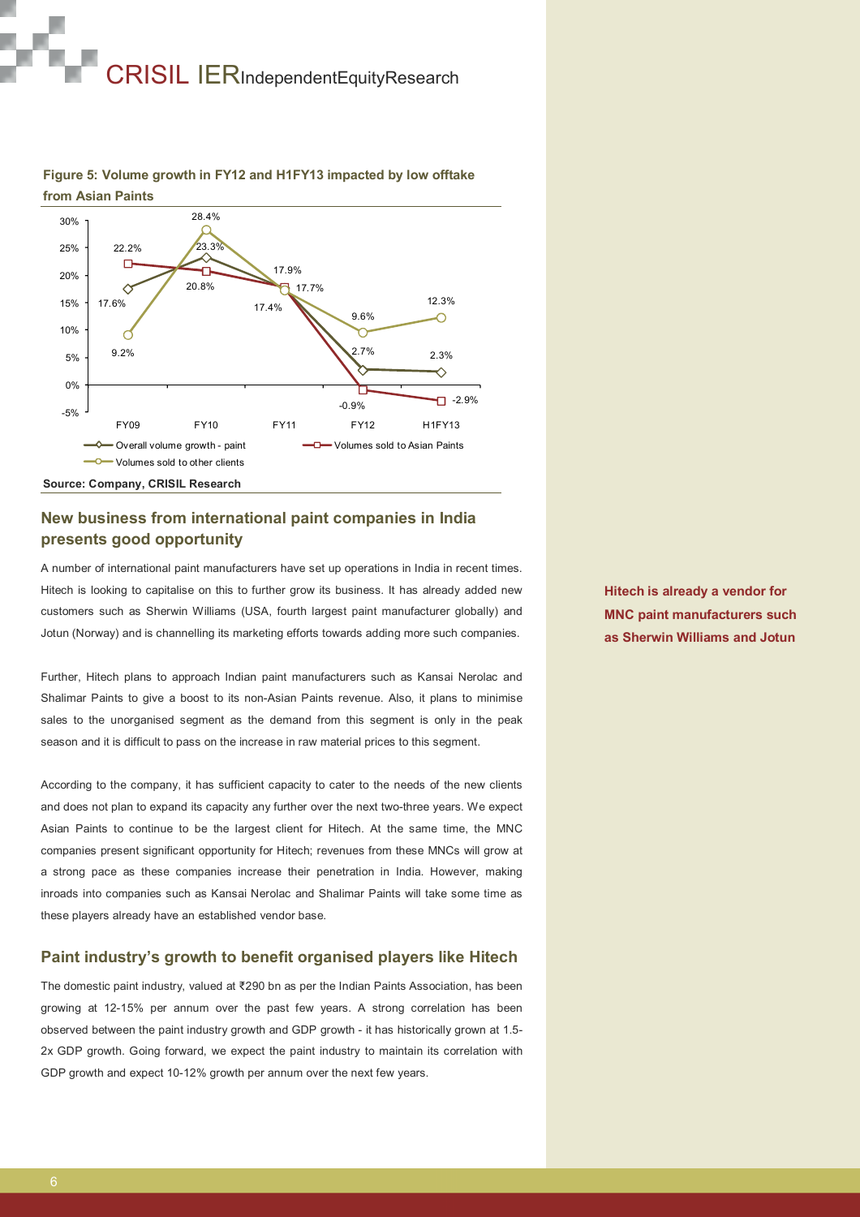**Figure 5: Volume growth in FY12 and H1FY13 impacted by low offtake from Asian Paints**

| | FY09 | FY10 | FY11 | FY12 | H1FY13 |
|---|---|---|---|---|---|
| Overall volume growth - paint | 17.6% | 23.3% | 17.7% | 2.7% | 2.3% |
| Volumes sold to Asian Paints | 22.2% | 20.8% | 17.9% | -0.9% | -2.9% |
| Volumes sold to other clients | 9.2% | 28.4% | 17.4% | 9.6% | 12.3% |

**Source: Company, CRISIL Research**

## New business from international paint companies in India presents good opportunity

A number of international paint manufacturers have set up operations in India in recent times. Hitech is looking to capitalise on this to further grow its business. It has already added new customers such as Sherwin Williams (USA, fourth largest paint manufacturer globally) and Jotun (Norway) and is channelling its marketing efforts towards adding more such companies.

**Hitech is already a vendor for MNC paint manufacturers such as Sherwin Williams and Jotun**

Further, Hitech plans to approach Indian paint manufacturers such as Kansai Nerolac and Shalimar Paints to give a boost to its non-Asian Paints revenue. Also, it plans to minimise sales to the unorganised segment as the demand from this segment is only in the peak season and it is difficult to pass on the increase in raw material prices to this segment.

According to the company, it has sufficient capacity to cater to the needs of the new clients and does not plan to expand its capacity any further over the next two-three years. We expect Asian Paints to continue to be the largest client for Hitech. At the same time, the MNC companies present significant opportunity for Hitech; revenues from these MNCs will grow at a strong pace as these companies increase their penetration in India. However, making inroads into companies such as Kansai Nerolac and Shalimar Paints will take some time as these players already have an established vendor base.

## Paint industry's growth to benefit organised players like Hitech

The domestic paint industry, valued at ₹290 bn as per the Indian Paints Association, has been growing at 12-15% per annum over the past few years. A strong correlation has been observed between the paint industry growth and GDP growth - it has historically grown at 1.5-2x GDP growth. Going forward, we expect the paint industry to maintain its correlation with GDP growth and expect 10-12% growth per annum over the next few years.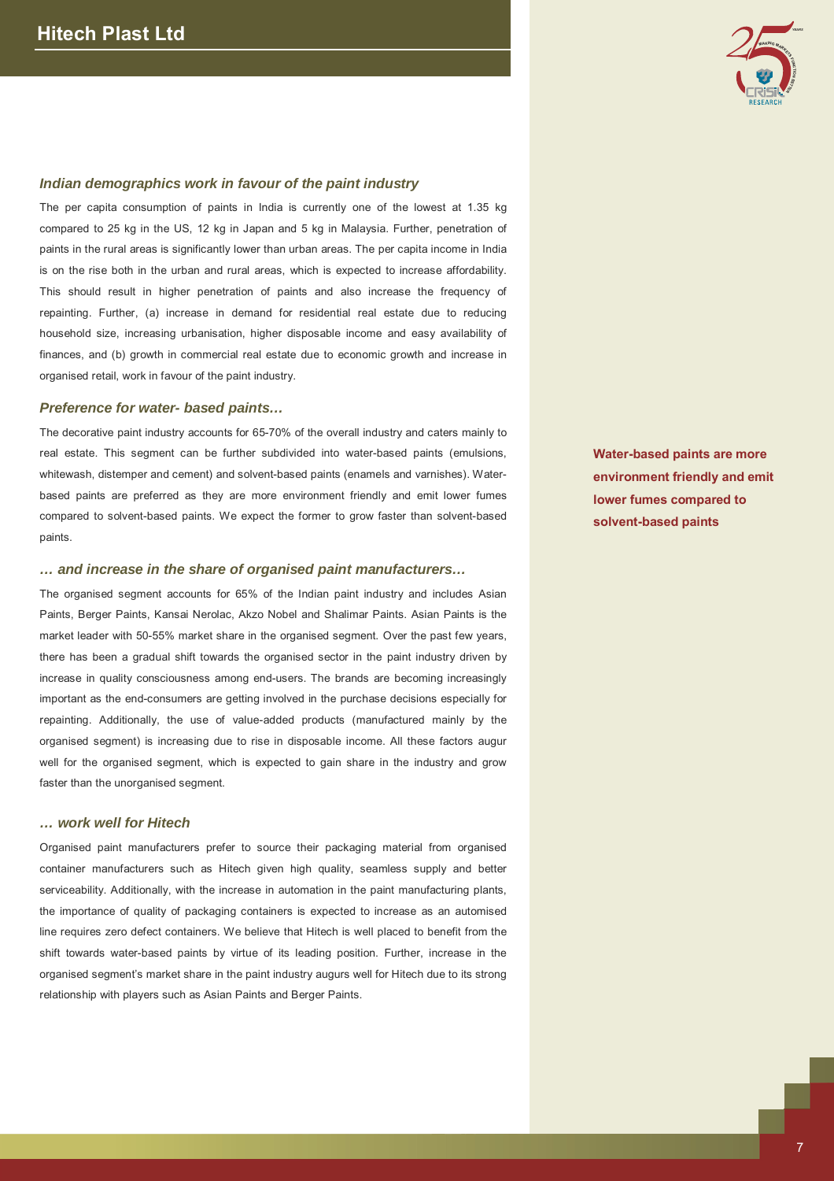### *Indian demographics work in favour of the paint industry*

The per capita consumption of paints in India is currently one of the lowest at 1.35 kg compared to 25 kg in the US, 12 kg in Japan and 5 kg in Malaysia. Further, penetration of paints in the rural areas is significantly lower than urban areas. The per capita income in India is on the rise both in the urban and rural areas, which is expected to increase affordability. This should result in higher penetration of paints and also increase the frequency of repainting. Further, (a) increase in demand for residential real estate due to reducing household size, increasing urbanisation, higher disposable income and easy availability of finances, and (b) growth in commercial real estate due to economic growth and increase in organised retail, work in favour of the paint industry.

### *Preference for water- based paints…*

The decorative paint industry accounts for 65-70% of the overall industry and caters mainly to real estate. This segment can be further subdivided into water-based paints (emulsions, whitewash, distemper and cement) and solvent-based paints (enamels and varnishes). Water-based paints are preferred as they are more environment friendly and emit lower fumes compared to solvent-based paints. We expect the former to grow faster than solvent-based paints.

**Water-based paints are more environment friendly and emit lower fumes compared to solvent-based paints**

### *… and increase in the share of organised paint manufacturers…*

The organised segment accounts for 65% of the Indian paint industry and includes Asian Paints, Berger Paints, Kansai Nerolac, Akzo Nobel and Shalimar Paints. Asian Paints is the market leader with 50-55% market share in the organised segment. Over the past few years, there has been a gradual shift towards the organised sector in the paint industry driven by increase in quality consciousness among end-users. The brands are becoming increasingly important as the end-consumers are getting involved in the purchase decisions especially for repainting. Additionally, the use of value-added products (manufactured mainly by the organised segment) is increasing due to rise in disposable income. All these factors augur well for the organised segment, which is expected to gain share in the industry and grow faster than the unorganised segment.

### *… work well for Hitech*

Organised paint manufacturers prefer to source their packaging material from organised container manufacturers such as Hitech given high quality, seamless supply and better serviceability. Additionally, with the increase in automation in the paint manufacturing plants, the importance of quality of packaging containers is expected to increase as an automised line requires zero defect containers. We believe that Hitech is well placed to benefit from the shift towards water-based paints by virtue of its leading position. Further, increase in the organised segment's market share in the paint industry augurs well for Hitech due to its strong relationship with players such as Asian Paints and Berger Paints.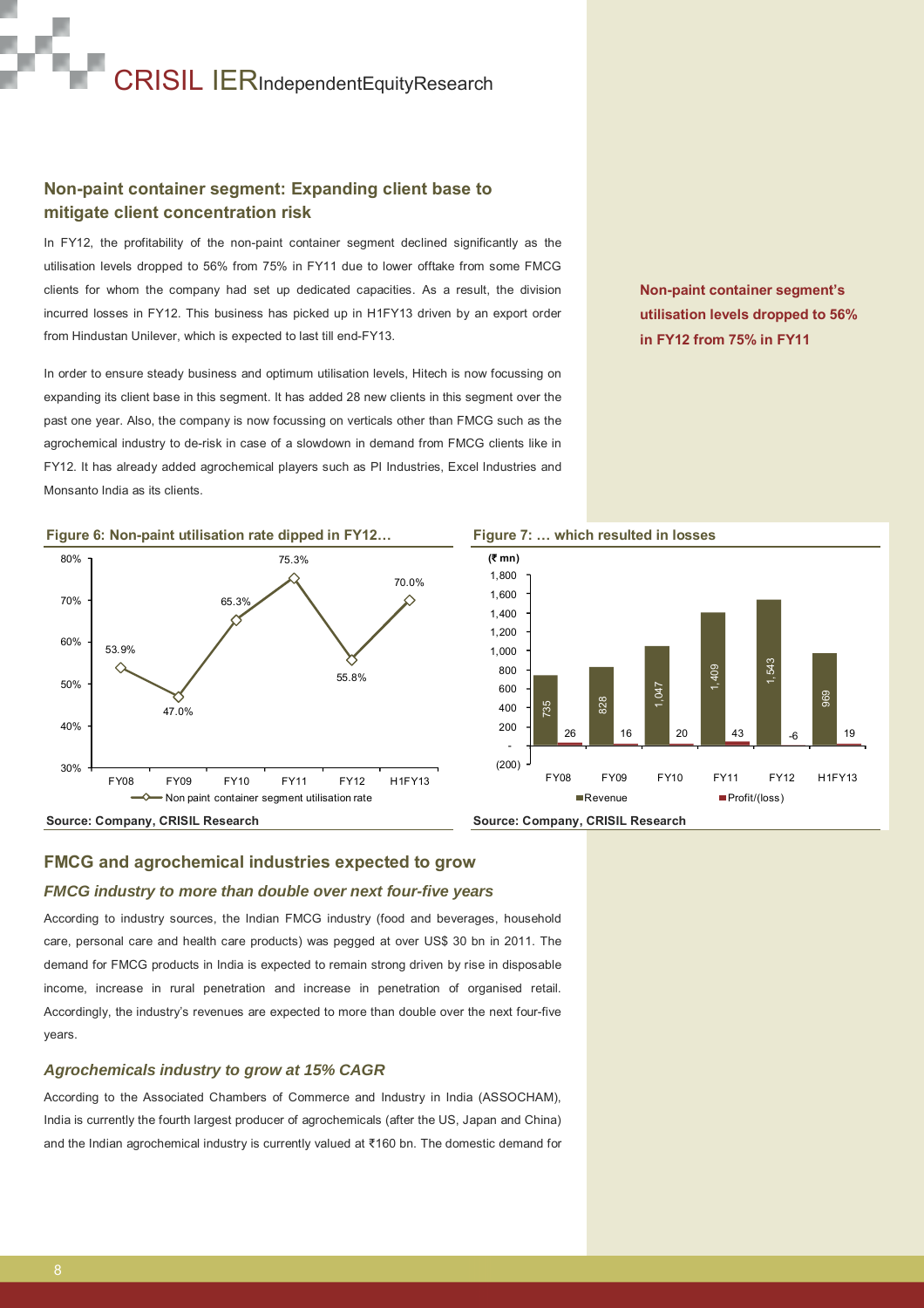## Non-paint container segment: Expanding client base to mitigate client concentration risk

In FY12, the profitability of the non-paint container segment declined significantly as the utilisation levels dropped to 56% from 75% in FY11 due to lower offtake from some FMCG clients for whom the company had set up dedicated capacities. As a result, the division incurred losses in FY12. This business has picked up in H1FY13 driven by an export order from Hindustan Unilever, which is expected to last till end-FY13.

**Non-paint container segment's utilisation levels dropped to 56% in FY12 from 75% in FY11**

In order to ensure steady business and optimum utilisation levels, Hitech is now focussing on expanding its client base in this segment. It has added 28 new clients in this segment over the past one year. Also, the company is now focussing on verticals other than FMCG such as the agrochemical industry to de-risk in case of a slowdown in demand from FMCG clients like in FY12. It has already added agrochemical players such as PI Industries, Excel Industries and Monsanto India as its clients.

**Figure 6: Non-paint utilisation rate dipped in FY12…**

| | FY08 | FY09 | FY10 | FY11 | FY12 | H1FY13 |
|---|---|---|---|---|---|---|
| Non paint container segment utilisation rate | 53.9% | 47.0% | 65.3% | 75.3% | 55.8% | 70.0% |

**Source: Company, CRISIL Research**

**Figure 7: … which resulted in losses**

| (₹ mn) | FY08 | FY09 | FY10 | FY11 | FY12 | H1FY13 |
|---|---|---|---|---|---|---|
| Revenue | 735 | 828 | 1,047 | 1,409 | 1,543 | 969 |
| Profit/(loss) | 26 | 16 | 20 | 43 | -6 | 19 |

**Source: Company, CRISIL Research**

## FMCG and agrochemical industries expected to grow

### *FMCG industry to more than double over next four-five years*

According to industry sources, the Indian FMCG industry (food and beverages, household care, personal care and health care products) was pegged at over US$ 30 bn in 2011. The demand for FMCG products in India is expected to remain strong driven by rise in disposable income, increase in rural penetration and increase in penetration of organised retail. Accordingly, the industry's revenues are expected to more than double over the next four-five years.

### *Agrochemicals industry to grow at 15% CAGR*

According to the Associated Chambers of Commerce and Industry in India (ASSOCHAM), India is currently the fourth largest producer of agrochemicals (after the US, Japan and China) and the Indian agrochemical industry is currently valued at ₹160 bn. The domestic demand for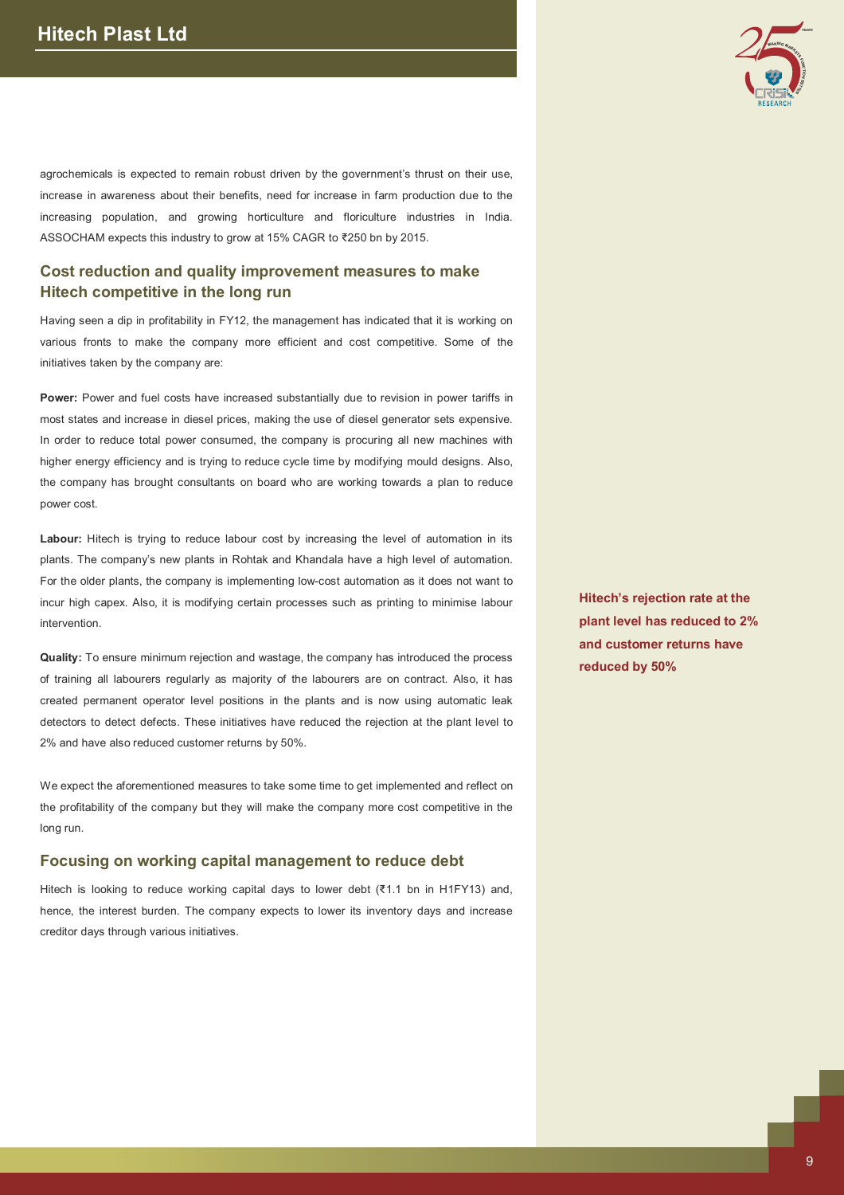agrochemicals is expected to remain robust driven by the government's thrust on their use, increase in awareness about their benefits, need for increase in farm production due to the increasing population, and growing horticulture and floriculture industries in India. ASSOCHAM expects this industry to grow at 15% CAGR to ₹250 bn by 2015.

## Cost reduction and quality improvement measures to make Hitech competitive in the long run

Having seen a dip in profitability in FY12, the management has indicated that it is working on various fronts to make the company more efficient and cost competitive. Some of the initiatives taken by the company are:

**Power:** Power and fuel costs have increased substantially due to revision in power tariffs in most states and increase in diesel prices, making the use of diesel generator sets expensive. In order to reduce total power consumed, the company is procuring all new machines with higher energy efficiency and is trying to reduce cycle time by modifying mould designs. Also, the company has brought consultants on board who are working towards a plan to reduce power cost.

**Labour:** Hitech is trying to reduce labour cost by increasing the level of automation in its plants. The company's new plants in Rohtak and Khandala have a high level of automation. For the older plants, the company is implementing low-cost automation as it does not want to incur high capex. Also, it is modifying certain processes such as printing to minimise labour intervention.

**Quality:** To ensure minimum rejection and wastage, the company has introduced the process of training all labourers regularly as majority of the labourers are on contract. Also, it has created permanent operator level positions in the plants and is now using automatic leak detectors to detect defects. These initiatives have reduced the rejection at the plant level to 2% and have also reduced customer returns by 50%.

**Hitech's rejection rate at the plant level has reduced to 2% and customer returns have reduced by 50%**

We expect the aforementioned measures to take some time to get implemented and reflect on the profitability of the company but they will make the company more cost competitive in the long run.

## Focusing on working capital management to reduce debt

Hitech is looking to reduce working capital days to lower debt (₹1.1 bn in H1FY13) and, hence, the interest burden. The company expects to lower its inventory days and increase creditor days through various initiatives.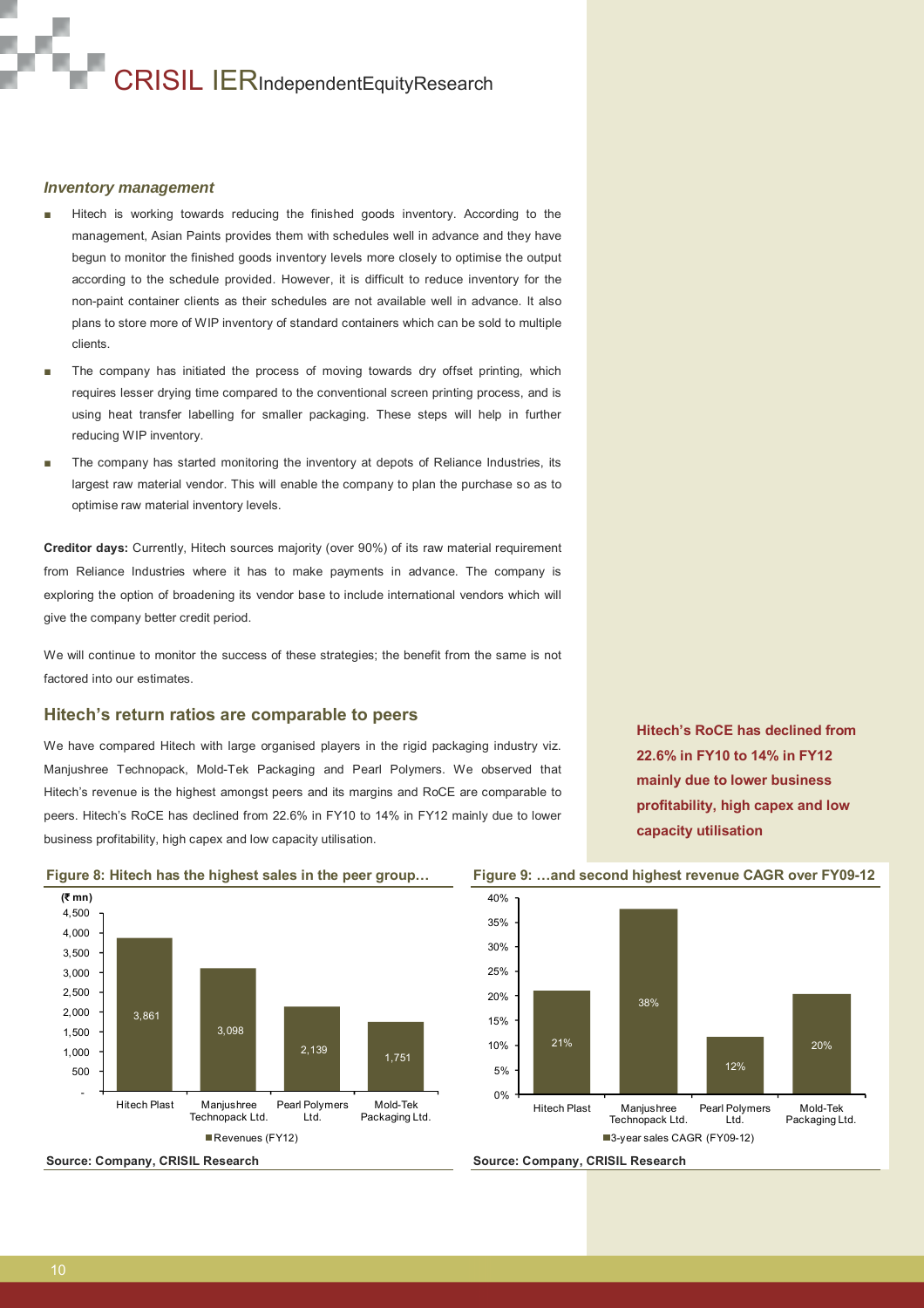### *Inventory management*

- Hitech is working towards reducing the finished goods inventory. According to the management, Asian Paints provides them with schedules well in advance and they have begun to monitor the finished goods inventory levels more closely to optimise the output according to the schedule provided. However, it is difficult to reduce inventory for the non-paint container clients as their schedules are not available well in advance. It also plans to store more of WIP inventory of standard containers which can be sold to multiple clients.
- The company has initiated the process of moving towards dry offset printing, which requires lesser drying time compared to the conventional screen printing process, and is using heat transfer labelling for smaller packaging. These steps will help in further reducing WIP inventory.
- The company has started monitoring the inventory at depots of Reliance Industries, its largest raw material vendor. This will enable the company to plan the purchase so as to optimise raw material inventory levels.

**Creditor days:** Currently, Hitech sources majority (over 90%) of its raw material requirement from Reliance Industries where it has to make payments in advance. The company is exploring the option of broadening its vendor base to include international vendors which will give the company better credit period.

We will continue to monitor the success of these strategies; the benefit from the same is not factored into our estimates.

## Hitech's return ratios are comparable to peers

We have compared Hitech with large organised players in the rigid packaging industry viz. Manjushree Technopack, Mold-Tek Packaging and Pearl Polymers. We observed that Hitech's revenue is the highest amongst peers and its margins and RoCE are comparable to peers. Hitech's RoCE has declined from 22.6% in FY10 to 14% in FY12 mainly due to lower business profitability, high capex and low capacity utilisation.

**Hitech's RoCE has declined from 22.6% in FY10 to 14% in FY12 mainly due to lower business profitability, high capex and low capacity utilisation**

**Figure 8: Hitech has the highest sales in the peer group…**

| Company | Revenues (FY12) (₹ mn) |
|---|---|
| Hitech Plast | 3,861 |
| Manjushree Technopack Ltd. | 3,098 |
| Pearl Polymers Ltd. | 2,139 |
| Mold-Tek Packaging Ltd. | 1,751 |

**Source: Company, CRISIL Research**

**Figure 9: …and second highest revenue CAGR over FY09-12**

| Company | 3-year sales CAGR (FY09-12) |
|---|---|
| Hitech Plast | 21% |
| Manjushree Technopack Ltd. | 38% |
| Pearl Polymers Ltd. | 12% |
| Mold-Tek Packaging Ltd. | 20% |

**Source: Company, CRISIL Research**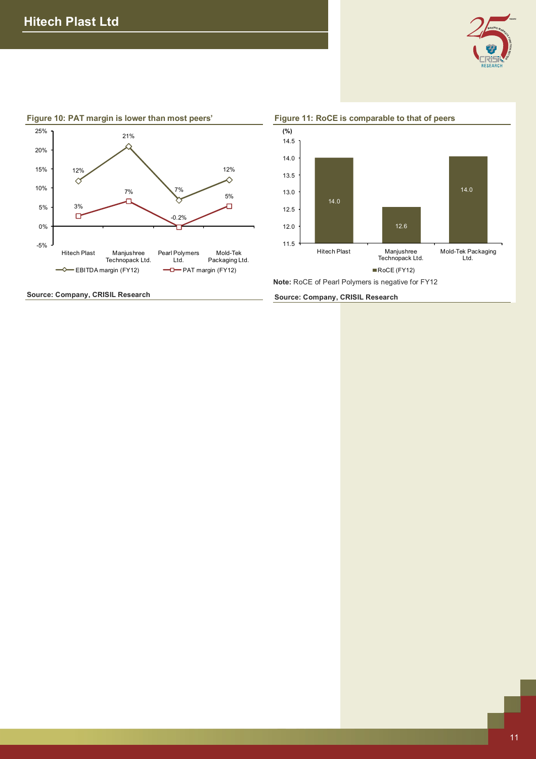**Figure 10: PAT margin is lower than most peers'**

| | Hitech Plast | Manjushree Technopack Ltd. | Pearl Polymers Ltd. | Mold-Tek Packaging Ltd. |
|---|---|---|---|---|
| EBITDA margin (FY12) | 12% | 21% | 7% | 12% |
| PAT margin (FY12) | 3% | 7% | -0.2% | 5% |

**Source: Company, CRISIL Research**

**Figure 11: RoCE is comparable to that of peers**

| (%) | Hitech Plast | Manjushree Technopack Ltd. | Mold-Tek Packaging Ltd. |
|---|---|---|---|
| RoCE (FY12) | 14.0 | 12.6 | 14.0 |

**Note:** RoCE of Pearl Polymers is negative for FY12

**Source: Company, CRISIL Research**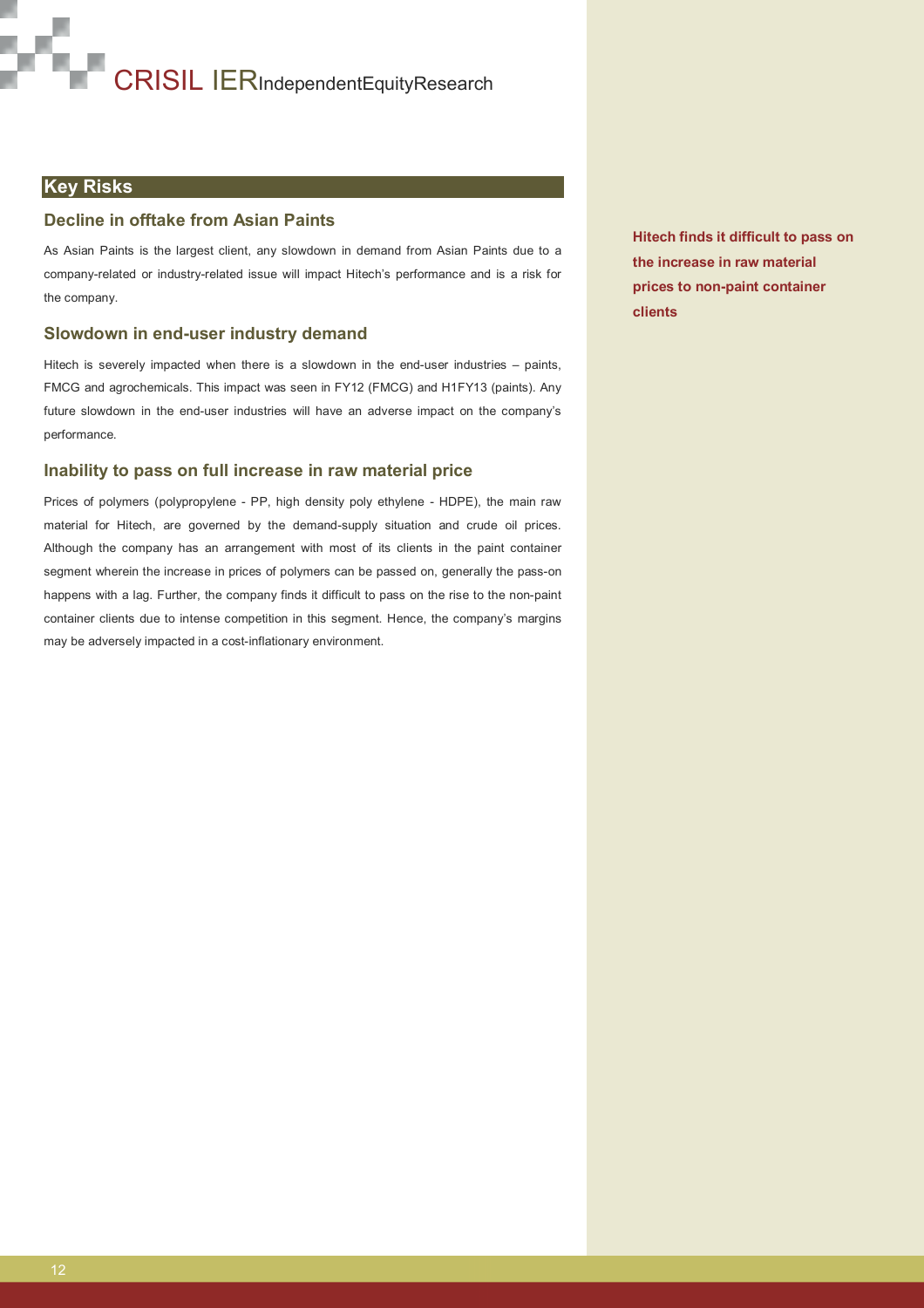## Key Risks

### Decline in offtake from Asian Paints

As Asian Paints is the largest client, any slowdown in demand from Asian Paints due to a company-related or industry-related issue will impact Hitech's performance and is a risk for the company.

### Slowdown in end-user industry demand

Hitech is severely impacted when there is a slowdown in the end-user industries – paints, FMCG and agrochemicals. This impact was seen in FY12 (FMCG) and H1FY13 (paints). Any future slowdown in the end-user industries will have an adverse impact on the company's performance.

### Inability to pass on full increase in raw material price

**Hitech finds it difficult to pass on the increase in raw material prices to non-paint container clients**

Prices of polymers (polypropylene - PP, high density poly ethylene - HDPE), the main raw material for Hitech, are governed by the demand-supply situation and crude oil prices. Although the company has an arrangement with most of its clients in the paint container segment wherein the increase in prices of polymers can be passed on, generally the pass-on happens with a lag. Further, the company finds it difficult to pass on the rise to the non-paint container clients due to intense competition in this segment. Hence, the company's margins may be adversely impacted in a cost-inflationary environment.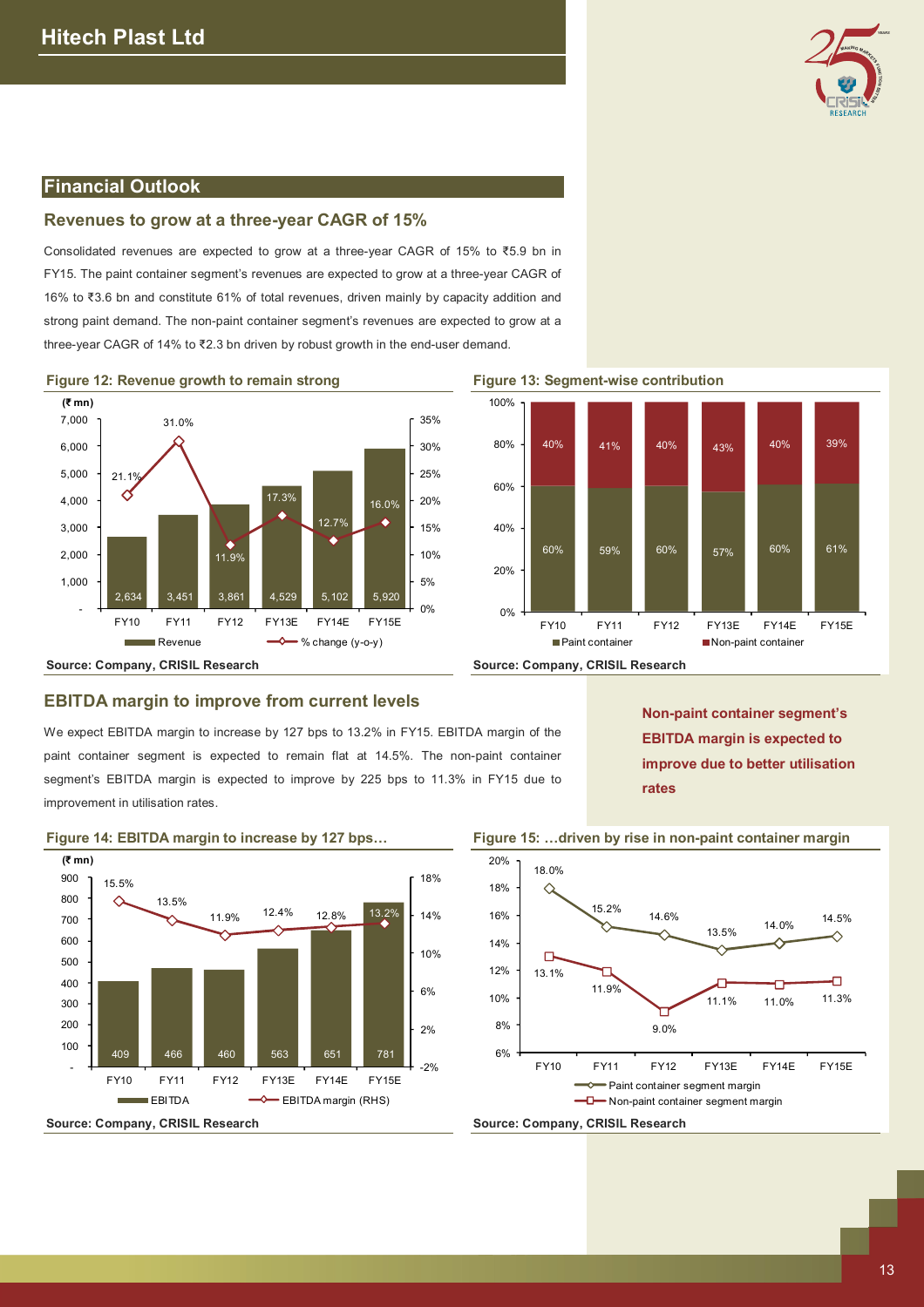## Financial Outlook

### Revenues to grow at a three-year CAGR of 15%

Consolidated revenues are expected to grow at a three-year CAGR of 15% to ₹5.9 bn in FY15. The paint container segment's revenues are expected to grow at a three-year CAGR of 16% to ₹3.6 bn and constitute 61% of total revenues, driven mainly by capacity addition and strong paint demand. The non-paint container segment's revenues are expected to grow at a three-year CAGR of 14% to ₹2.3 bn driven by robust growth in the end-user demand.

**Figure 12: Revenue growth to remain strong**

| (₹ mn) | FY10 | FY11 | FY12 | FY13E | FY14E | FY15E |
|---|---|---|---|---|---|---|
| Revenue | 2,634 | 3,451 | 3,861 | 4,529 | 5,102 | 5,920 |
| % change (y-o-y) | 21.1% | 31.0% | 11.9% | 17.3% | 12.7% | 16.0% |

Source: Company, CRISIL Research

**Figure 13: Segment-wise contribution**

| | FY10 | FY11 | FY12 | FY13E | FY14E | FY15E |
|---|---|---|---|---|---|---|
| Paint container | 60% | 59% | 60% | 57% | 60% | 61% |
| Non-paint container | 40% | 41% | 40% | 43% | 40% | 39% |

Source: Company, CRISIL Research

### EBITDA margin to improve from current levels

We expect EBITDA margin to increase by 127 bps to 13.2% in FY15. EBITDA margin of the paint container segment is expected to remain flat at 14.5%. The non-paint container segment's EBITDA margin is expected to improve by 225 bps to 11.3% in FY15 due to improvement in utilisation rates.

**Non-paint container segment's EBITDA margin is expected to improve due to better utilisation rates**

**Figure 14: EBITDA margin to increase by 127 bps…**

| (₹ mn) | FY10 | FY11 | FY12 | FY13E | FY14E | FY15E |
|---|---|---|---|---|---|---|
| EBITDA | 409 | 466 | 460 | 563 | 651 | 781 |
| EBITDA margin (RHS) | 15.5% | 13.5% | 11.9% | 12.4% | 12.8% | 13.2% |

Source: Company, CRISIL Research

**Figure 15: …driven by rise in non-paint container margin**

| | FY10 | FY11 | FY12 | FY13E | FY14E | FY15E |
|---|---|---|---|---|---|---|
| Paint container segment margin | 18.0% | 15.2% | 14.6% | 13.5% | 14.0% | 14.5% |
| Non-paint container segment margin | 13.1% | 11.9% | 9.0% | 11.1% | 11.0% | 11.3% |

Source: Company, CRISIL Research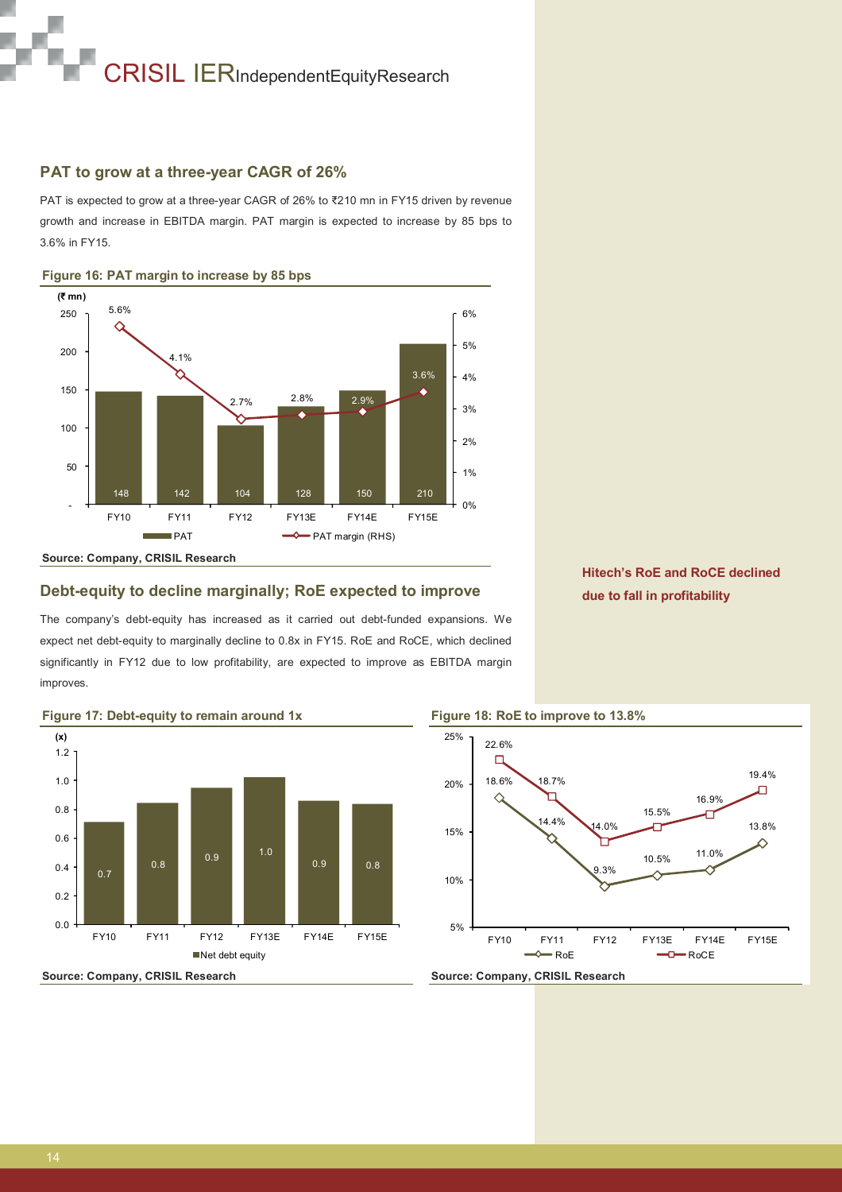## PAT to grow at a three-year CAGR of 26%

PAT is expected to grow at a three-year CAGR of 26% to ₹210 mn in FY15 driven by revenue growth and increase in EBITDA margin. PAT margin is expected to increase by 85 bps to 3.6% in FY15.

**Figure 16: PAT margin to increase by 85 bps**

| (₹ mn) | FY10 | FY11 | FY12 | FY13E | FY14E | FY15E |
|---|---|---|---|---|---|---|
| PAT | 148 | 142 | 104 | 128 | 150 | 210 |
| PAT margin (RHS) | 5.6% | 4.1% | 2.7% | 2.8% | 2.9% | 3.6% |

**Source: Company, CRISIL Research**

## Debt-equity to decline marginally; RoE expected to improve

**Hitech's RoE and RoCE declined due to fall in profitability**

The company's debt-equity has increased as it carried out debt-funded expansions. We expect net debt-equity to marginally decline to 0.8x in FY15. RoE and RoCE, which declined significantly in FY12 due to low profitability, are expected to improve as EBITDA margin improves.

**Figure 17: Debt-equity to remain around 1x**

| (x) | FY10 | FY11 | FY12 | FY13E | FY14E | FY15E |
|---|---|---|---|---|---|---|
| Net debt equity | 0.7 | 0.8 | 0.9 | 1.0 | 0.9 | 0.8 |

**Source: Company, CRISIL Research**

**Figure 18: RoE to improve to 13.8%**

| | FY10 | FY11 | FY12 | FY13E | FY14E | FY15E |
|---|---|---|---|---|---|---|
| RoE | 18.6% | 14.4% | 9.3% | 10.5% | 11.0% | 13.8% |
| RoCE | 22.6% | 18.7% | 14.0% | 15.5% | 16.9% | 19.4% |

**Source: Company, CRISIL Research**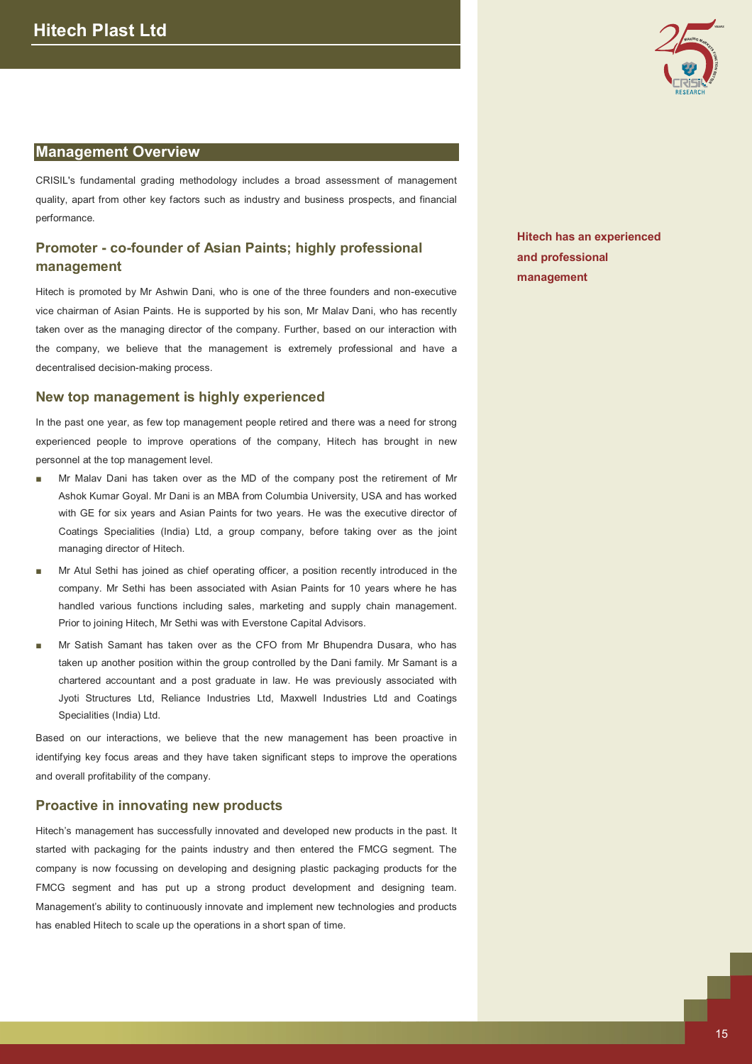## Management Overview

CRISIL's fundamental grading methodology includes a broad assessment of management quality, apart from other key factors such as industry and business prospects, and financial performance.

### Promoter - co-founder of Asian Paints; highly professional management

**Hitech has an experienced and professional management**

Hitech is promoted by Mr Ashwin Dani, who is one of the three founders and non-executive vice chairman of Asian Paints. He is supported by his son, Mr Malav Dani, who has recently taken over as the managing director of the company. Further, based on our interaction with the company, we believe that the management is extremely professional and have a decentralised decision-making process.

### New top management is highly experienced

In the past one year, as few top management people retired and there was a need for strong experienced people to improve operations of the company, Hitech has brought in new personnel at the top management level.

- Mr Malav Dani has taken over as the MD of the company post the retirement of Mr Ashok Kumar Goyal. Mr Dani is an MBA from Columbia University, USA and has worked with GE for six years and Asian Paints for two years. He was the executive director of Coatings Specialities (India) Ltd, a group company, before taking over as the joint managing director of Hitech.
- Mr Atul Sethi has joined as chief operating officer, a position recently introduced in the company. Mr Sethi has been associated with Asian Paints for 10 years where he has handled various functions including sales, marketing and supply chain management. Prior to joining Hitech, Mr Sethi was with Everstone Capital Advisors.
- Mr Satish Samant has taken over as the CFO from Mr Bhupendra Dusara, who has taken up another position within the group controlled by the Dani family. Mr Samant is a chartered accountant and a post graduate in law. He was previously associated with Jyoti Structures Ltd, Reliance Industries Ltd, Maxwell Industries Ltd and Coatings Specialities (India) Ltd.

Based on our interactions, we believe that the new management has been proactive in identifying key focus areas and they have taken significant steps to improve the operations and overall profitability of the company.

### Proactive in innovating new products

Hitech's management has successfully innovated and developed new products in the past. It started with packaging for the paints industry and then entered the FMCG segment. The company is now focussing on developing and designing plastic packaging products for the FMCG segment and has put up a strong product development and designing team. Management's ability to continuously innovate and implement new technologies and products has enabled Hitech to scale up the operations in a short span of time.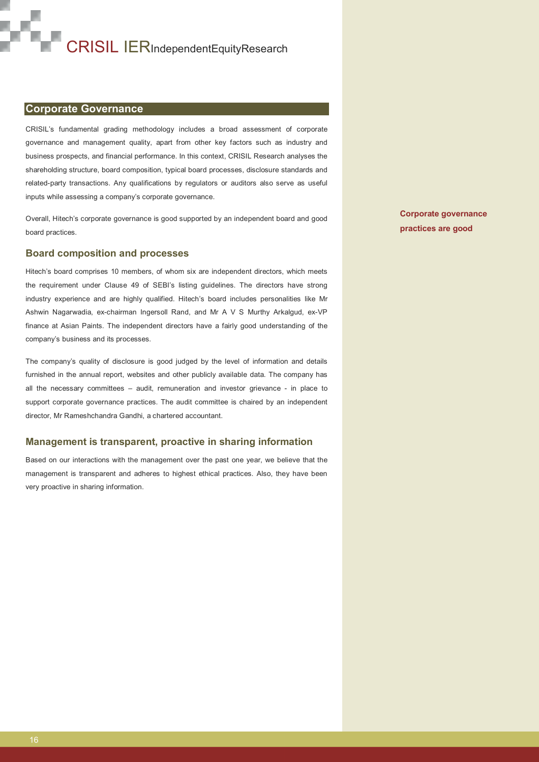## Corporate Governance

CRISIL's fundamental grading methodology includes a broad assessment of corporate governance and management quality, apart from other key factors such as industry and business prospects, and financial performance. In this context, CRISIL Research analyses the shareholding structure, board composition, typical board processes, disclosure standards and related-party transactions. Any qualifications by regulators or auditors also serve as useful inputs while assessing a company's corporate governance.

Overall, Hitech's corporate governance is good supported by an independent board and good board practices.

**Corporate governance practices are good**

### Board composition and processes

Hitech's board comprises 10 members, of whom six are independent directors, which meets the requirement under Clause 49 of SEBI's listing guidelines. The directors have strong industry experience and are highly qualified. Hitech's board includes personalities like Mr Ashwin Nagarwadia, ex-chairman Ingersoll Rand, and Mr A V S Murthy Arkalgud, ex-VP finance at Asian Paints. The independent directors have a fairly good understanding of the company's business and its processes.

The company's quality of disclosure is good judged by the level of information and details furnished in the annual report, websites and other publicly available data. The company has all the necessary committees – audit, remuneration and investor grievance - in place to support corporate governance practices. The audit committee is chaired by an independent director, Mr Rameshchandra Gandhi, a chartered accountant.

### Management is transparent, proactive in sharing information

Based on our interactions with the management over the past one year, we believe that the management is transparent and adheres to highest ethical practices. Also, they have been very proactive in sharing information.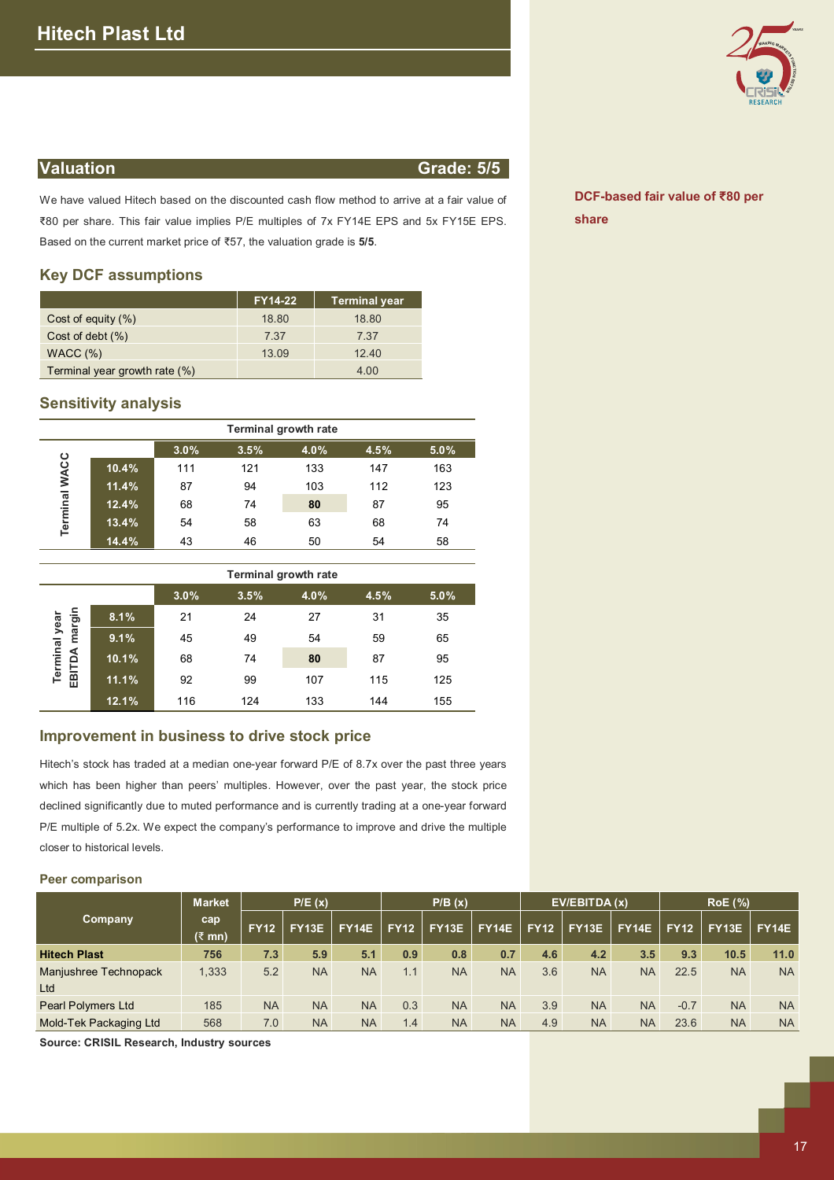# Hitech Plast Ltd

## Valuation                                                    Grade: 5/5

We have valued Hitech based on the discounted cash flow method to arrive at a fair value of ₹80 per share. This fair value implies P/E multiples of 7x FY14E EPS and 5x FY15E EPS. Based on the current market price of ₹57, the valuation grade is **5/5**.

**DCF-based fair value of ₹80 per share**

### Key DCF assumptions

| | FY14-22 | Terminal year |
|---|---|---|
| Cost of equity (%) | 18.80 | 18.80 |
| Cost of debt (%) | 7.37 | 7.37 |
| WACC (%) | 13.09 | 12.40 |
| Terminal year growth rate (%) | | 4.00 |

### Sensitivity analysis

| Terminal WACC | Terminal growth rate 3.0% | 3.5% | 4.0% | 4.5% | 5.0% |
|---|---|---|---|---|---|
| 10.4% | 111 | 121 | 133 | 147 | 163 |
| 11.4% | 87 | 94 | 103 | 112 | 123 |
| 12.4% | 68 | 74 | **80** | 87 | 95 |
| 13.4% | 54 | 58 | 63 | 68 | 74 |
| 14.4% | 43 | 46 | 50 | 54 | 58 |

| Terminal year EBITDA margin | Terminal growth rate 3.0% | 3.5% | 4.0% | 4.5% | 5.0% |
|---|---|---|---|---|---|
| 8.1% | 21 | 24 | 27 | 31 | 35 |
| 9.1% | 45 | 49 | 54 | 59 | 65 |
| 10.1% | 68 | 74 | **80** | 87 | 95 |
| 11.1% | 92 | 99 | 107 | 115 | 125 |
| 12.1% | 116 | 124 | 133 | 144 | 155 |

### Improvement in business to drive stock price

Hitech's stock has traded at a median one-year forward P/E of 8.7x over the past three years which has been higher than peers' multiples. However, over the past year, the stock price declined significantly due to muted performance and is currently trading at a one-year forward P/E multiple of 5.2x. We expect the company's performance to improve and drive the multiple closer to historical levels.

#### Peer comparison

| Company | Market cap (₹ mn) | P/E (x) | | | P/B (x) | | | EV/EBITDA (x) | | | RoE (%) | | |
|---|---|---|---|---|---|---|---|---|---|---|---|---|---|
| | | FY12 | FY13E | FY14E | FY12 | FY13E | FY14E | FY12 | FY13E | FY14E | FY12 | FY13E | FY14E |
| **Hitech Plast** | **756** | **7.3** | **5.9** | **5.1** | **0.9** | **0.8** | **0.7** | **4.6** | **4.2** | **3.5** | **9.3** | **10.5** | **11.0** |
| Manjushree Technopack Ltd | 1,333 | 5.2 | NA | NA | 1.1 | NA | NA | 3.6 | NA | NA | 22.5 | NA | NA |
| Pearl Polymers Ltd | 185 | NA | NA | NA | 0.3 | NA | NA | 3.9 | NA | NA | -0.7 | NA | NA |
| Mold-Tek Packaging Ltd | 568 | 7.0 | NA | NA | 1.4 | NA | NA | 4.9 | NA | NA | 23.6 | NA | NA |

**Source: CRISIL Research, Industry sources**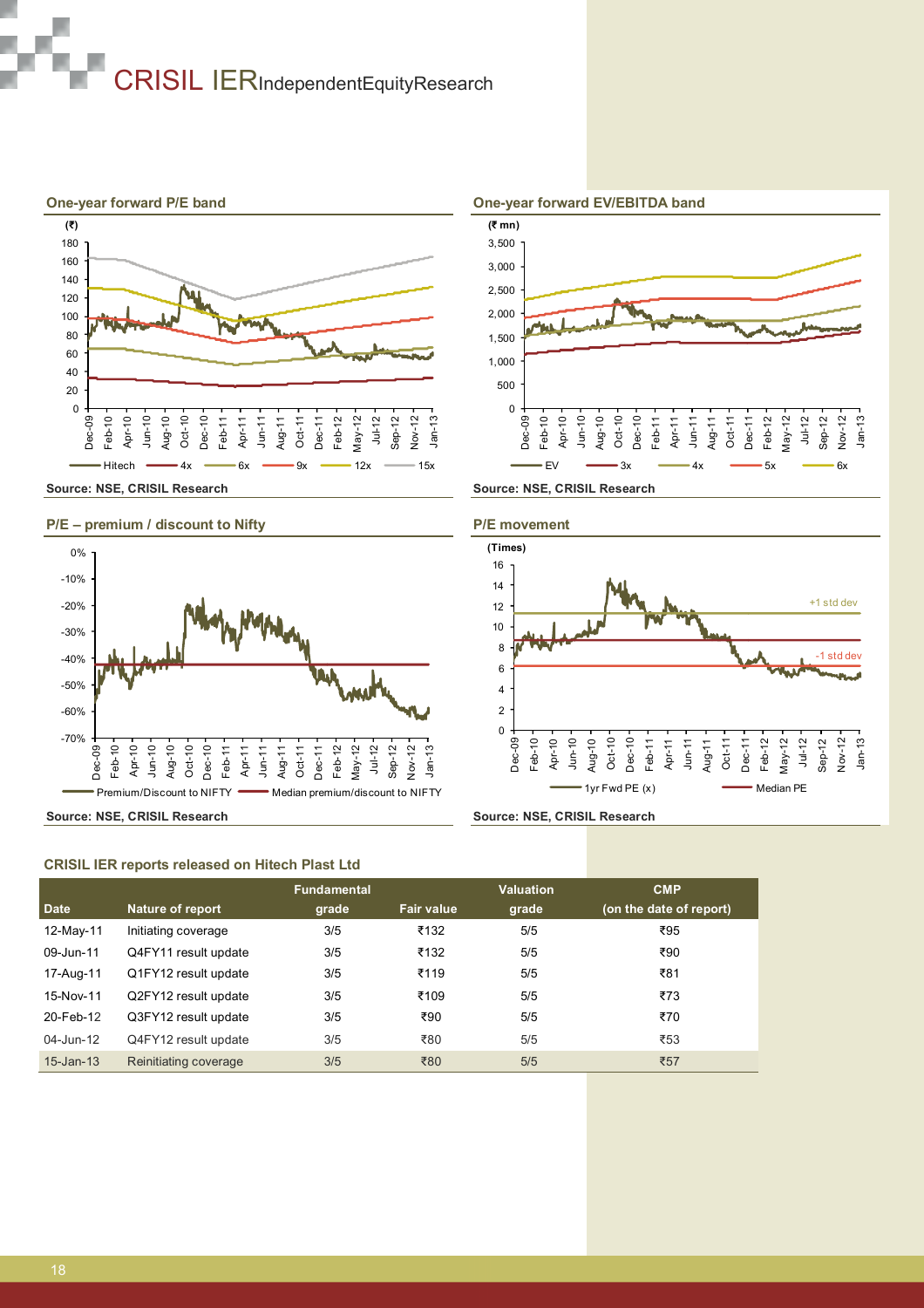**One-year forward P/E band**

Source: NSE, CRISIL Research

**One-year forward EV/EBITDA band**

Source: NSE, CRISIL Research

**P/E – premium / discount to Nifty**

Source: NSE, CRISIL Research

**P/E movement**

Source: NSE, CRISIL Research

**CRISIL IER reports released on Hitech Plast Ltd**

| Date | Nature of report | Fundamental grade | Fair value | Valuation grade | CMP (on the date of report) |
|---|---|---|---|---|---|
| 12-May-11 | Initiating coverage | 3/5 | ₹132 | 5/5 | ₹95 |
| 09-Jun-11 | Q4FY11 result update | 3/5 | ₹132 | 5/5 | ₹90 |
| 17-Aug-11 | Q1FY12 result update | 3/5 | ₹119 | 5/5 | ₹81 |
| 15-Nov-11 | Q2FY12 result update | 3/5 | ₹109 | 5/5 | ₹73 |
| 20-Feb-12 | Q3FY12 result update | 3/5 | ₹90 | 5/5 | ₹70 |
| 04-Jun-12 | Q4FY12 result update | 3/5 | ₹80 | 5/5 | ₹53 |
| 15-Jan-13 | Reinitiating coverage | 3/5 | ₹80 | 5/5 | ₹57 |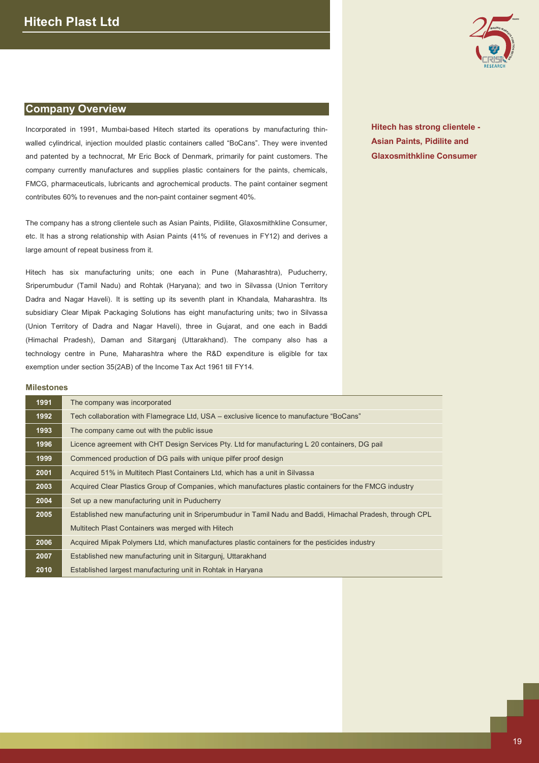## Company Overview

Incorporated in 1991, Mumbai-based Hitech started its operations by manufacturing thin-walled cylindrical, injection moulded plastic containers called "BoCans". They were invented and patented by a technocrat, Mr Eric Bock of Denmark, primarily for paint customers. The company currently manufactures and supplies plastic containers for the paints, chemicals, FMCG, pharmaceuticals, lubricants and agrochemical products. The paint container segment contributes 60% to revenues and the non-paint container segment 40%.

**Hitech has strong clientele - Asian Paints, Pidilite and Glaxosmithkline Consumer**

The company has a strong clientele such as Asian Paints, Pidilite, Glaxosmithkline Consumer, etc. It has a strong relationship with Asian Paints (41% of revenues in FY12) and derives a large amount of repeat business from it.

Hitech has six manufacturing units; one each in Pune (Maharashtra), Puducherry, Sriperumbudur (Tamil Nadu) and Rohtak (Haryana); and two in Silvassa (Union Territory Dadra and Nagar Haveli). It is setting up its seventh plant in Khandala, Maharashtra. Its subsidiary Clear Mipak Packaging Solutions has eight manufacturing units; two in Silvassa (Union Territory of Dadra and Nagar Haveli), three in Gujarat, and one each in Baddi (Himachal Pradesh), Daman and Sitarganj (Uttarakhand). The company also has a technology centre in Pune, Maharashtra where the R&D expenditure is eligible for tax exemption under section 35(2AB) of the Income Tax Act 1961 till FY14.

### Milestones

| Year | Milestone |
|---|---|
| 1991 | The company was incorporated |
| 1992 | Tech collaboration with Flamegrace Ltd, USA – exclusive licence to manufacture "BoCans" |
| 1993 | The company came out with the public issue |
| 1996 | Licence agreement with CHT Design Services Pty. Ltd for manufacturing L 20 containers, DG pail |
| 1999 | Commenced production of DG pails with unique pilfer proof design |
| 2001 | Acquired 51% in Multitech Plast Containers Ltd, which has a unit in Silvassa |
| 2003 | Acquired Clear Plastics Group of Companies, which manufactures plastic containers for the FMCG industry |
| 2004 | Set up a new manufacturing unit in Puducherry |
| 2005 | Established new manufacturing unit in Sriperumbudur in Tamil Nadu and Baddi, Himachal Pradesh, through CPL |
| | Multitech Plast Containers was merged with Hitech |
| 2006 | Acquired Mipak Polymers Ltd, which manufactures plastic containers for the pesticides industry |
| 2007 | Established new manufacturing unit in Sitargunj, Uttarakhand |
| 2010 | Established largest manufacturing unit in Rohtak in Haryana |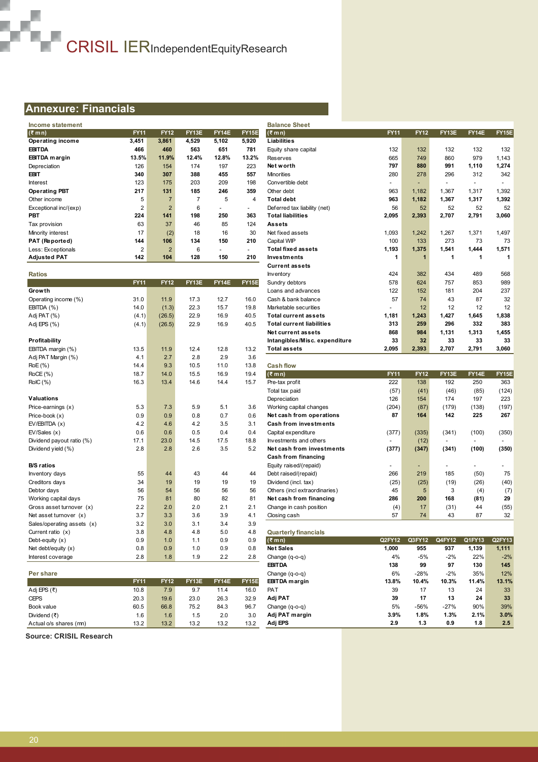## Annexure: Financials

### Income statement

| (₹ mn) | FY11 | FY12 | FY13E | FY14E | FY15E |
|---|---|---|---|---|---|
| **Operating income** | **3,451** | **3,861** | **4,529** | **5,102** | **5,920** |
| **EBITDA** | **466** | **460** | **563** | **651** | **781** |
| **EBITDA margin** | **13.5%** | **11.9%** | **12.4%** | **12.8%** | **13.2%** |
| Depreciation | 126 | 154 | 174 | 197 | 223 |
| **EBIT** | **340** | **307** | **388** | **455** | **557** |
| Interest | 123 | 175 | 203 | 209 | 198 |
| **Operating PBT** | **217** | **131** | **185** | **246** | **359** |
| Other income | 5 | 7 | 7 | 5 | 4 |
| Exceptional inc/(exp) | 2 | 2 | 6 | - | - |
| **PBT** | **224** | **141** | **198** | **250** | **363** |
| Tax provision | 63 | 37 | 46 | 85 | 124 |
| Minority interest | 17 | (2) | 18 | 16 | 30 |
| **PAT (Reported)** | **144** | **106** | **134** | **150** | **210** |
| Less: Exceptionals | 2 | 2 | 6 | - | - |
| **Adjusted PAT** | **142** | **104** | **128** | **150** | **210** |

### Ratios

| | FY11 | FY12 | FY13E | FY14E | FY15E |
|---|---|---|---|---|---|
| **Growth** | | | | | |
| Operating income (%) | 31.0 | 11.9 | 17.3 | 12.7 | 16.0 |
| EBITDA (%) | 14.0 | (1.3) | 22.3 | 15.7 | 19.8 |
| Adj PAT (%) | (4.1) | (26.5) | 22.9 | 16.9 | 40.5 |
| Adj EPS (%) | (4.1) | (26.5) | 22.9 | 16.9 | 40.5 |
| | | | | | |
| **Profitability** | | | | | |
| EBITDA margin (%) | 13.5 | 11.9 | 12.4 | 12.8 | 13.2 |
| Adj PAT Margin (%) | 4.1 | 2.7 | 2.8 | 2.9 | 3.6 |
| RoE (%) | 14.4 | 9.3 | 10.5 | 11.0 | 13.8 |
| RoCE (%) | 18.7 | 14.0 | 15.5 | 16.9 | 19.4 |
| RoIC (%) | 16.3 | 13.4 | 14.6 | 14.4 | 15.7 |
| | | | | | |
| **Valuations** | | | | | |
| Price-earnings (x) | 5.3 | 7.3 | 5.9 | 5.1 | 3.6 |
| Price-book (x) | 0.9 | 0.9 | 0.8 | 0.7 | 0.6 |
| EV/EBITDA (x) | 4.2 | 4.6 | 4.2 | 3.5 | 3.1 |
| EV/Sales (x) | 0.6 | 0.6 | 0.5 | 0.4 | 0.4 |
| Dividend payout ratio (%) | 17.1 | 23.0 | 14.5 | 17.5 | 18.8 |
| Dividend yield (%) | 2.8 | 2.8 | 2.6 | 3.5 | 5.2 |
| | | | | | |
| **B/S ratios** | | | | | |
| Inventory days | 55 | 44 | 43 | 44 | 44 |
| Creditors days | 34 | 19 | 19 | 19 | 19 |
| Debtor days | 56 | 54 | 56 | 56 | 56 |
| Working capital days | 75 | 81 | 80 | 82 | 81 |
| Gross asset turnover (x) | 2.2 | 2.0 | 2.0 | 2.1 | 2.1 |
| Net asset turnover (x) | 3.7 | 3.3 | 3.6 | 3.9 | 4.1 |
| Sales/operating assets (x) | 3.2 | 3.0 | 3.1 | 3.4 | 3.9 |
| Current ratio (x) | 3.8 | 4.8 | 4.8 | 5.0 | 4.8 |
| Debt-equity (x) | 0.9 | 1.0 | 1.1 | 0.9 | 0.9 |
| Net debt/equity (x) | 0.8 | 0.9 | 1.0 | 0.9 | 0.8 |
| Interest coverage | 2.8 | 1.8 | 1.9 | 2.2 | 2.8 |

### Per share

| | FY11 | FY12 | FY13E | FY14E | FY15E |
|---|---|---|---|---|---|
| Adj EPS (₹) | 10.8 | 7.9 | 9.7 | 11.4 | 16.0 |
| CEPS | 20.3 | 19.6 | 23.0 | 26.3 | 32.9 |
| Book value | 60.5 | 66.8 | 75.2 | 84.3 | 96.7 |
| Dividend (₹) | 1.6 | 1.6 | 1.5 | 2.0 | 3.0 |
| Actual o/s shares (mn) | 13.2 | 13.2 | 13.2 | 13.2 | 13.2 |

### Balance Sheet

| (₹ mn) | FY11 | FY12 | FY13E | FY14E | FY15E |
|---|---|---|---|---|---|
| **Liabilities** | | | | | |
| Equity share capital | 132 | 132 | 132 | 132 | 132 |
| Reserves | 665 | 749 | 860 | 979 | 1,143 |
| **Net worth** | **797** | **880** | **991** | **1,110** | **1,274** |
| Minorities | 280 | 278 | 296 | 312 | 342 |
| Convertible debt | - | - | - | - | - |
| Other debt | 963 | 1,182 | 1,367 | 1,317 | 1,392 |
| **Total debt** | **963** | **1,182** | **1,367** | **1,317** | **1,392** |
| Deferred tax liability (net) | 56 | 52 | 52 | 52 | 52 |
| **Total liabilities** | **2,095** | **2,393** | **2,707** | **2,791** | **3,060** |
| **Assets** | | | | | |
| Net fixed assets | 1,093 | 1,242 | 1,267 | 1,371 | 1,497 |
| Capital WIP | 100 | 133 | 273 | 73 | 73 |
| **Total fixed assets** | **1,193** | **1,375** | **1,541** | **1,444** | **1,571** |
| **Investments** | **1** | **1** | **1** | **1** | **1** |
| **Current assets** | | | | | |
| Inventory | 424 | 382 | 434 | 489 | 568 |
| Sundry debtors | 578 | 624 | 757 | 853 | 989 |
| Loans and advances | 122 | 152 | 181 | 204 | 237 |
| Cash & bank balance | 57 | 74 | 43 | 87 | 32 |
| Marketable securities | - | 12 | 12 | 12 | 12 |
| **Total current assets** | **1,181** | **1,243** | **1,427** | **1,645** | **1,838** |
| **Total current liabilities** | **313** | **259** | **296** | **332** | **383** |
| **Net current assets** | **868** | **984** | **1,131** | **1,313** | **1,455** |
| **Intangibles/Misc. expenditure** | **33** | **32** | **33** | **33** | **33** |
| **Total assets** | **2,095** | **2,393** | **2,707** | **2,791** | **3,060** |

### Cash flow

| (₹ mn) | FY11 | FY12 | FY13E | FY14E | FY15E |
|---|---|---|---|---|---|
| Pre-tax profit | 222 | 138 | 192 | 250 | 363 |
| Total tax paid | (57) | (41) | (46) | (85) | (124) |
| Depreciation | 126 | 154 | 174 | 197 | 223 |
| Working capital changes | (204) | (87) | (179) | (138) | (197) |
| **Net cash from operations** | **87** | **164** | **142** | **225** | **267** |
| **Cash from investments** | | | | | |
| Capital expenditure | (377) | (335) | (341) | (100) | (350) |
| Investments and others | - | (12) | - | - | - |
| **Net cash from investments** | **(377)** | **(347)** | **(341)** | **(100)** | **(350)** |
| **Cash from financing** | | | | | |
| Equity raised/(repaid) | - | - | - | - | - |
| Debt raised/(repaid) | 266 | 219 | 185 | (50) | 75 |
| Dividend (incl. tax) | (25) | (25) | (19) | (26) | (40) |
| Others (incl extraordinaries) | 45 | 5 | 3 | (4) | (7) |
| **Net cash from financing** | **286** | **200** | **168** | **(81)** | **29** |
| Change in cash position | (4) | 17 | (31) | 44 | (55) |
| Closing cash | 57 | 74 | 43 | 87 | 32 |

### Quarterly financials

| (₹ mn) | Q2FY12 | Q3FY12 | Q4FY12 | Q1FY13 | Q2FY13 |
|---|---|---|---|---|---|
| **Net Sales** | **1,000** | **955** | **937** | **1,139** | **1,111** |
| Change (q-o-q) | 4% | -5% | -2% | 22% | -2% |
| **EBITDA** | **138** | **99** | **97** | **130** | **145** |
| Change (q-o-q) | 6% | -28% | -2% | 35% | 12% |
| **EBITDA margin** | **13.8%** | **10.4%** | **10.3%** | **11.4%** | **13.1%** |
| PAT | 39 | 17 | 13 | 24 | 33 |
| **Adj PAT** | **39** | **17** | **13** | **24** | **33** |
| Change (q-o-q) | 5% | -56% | -27% | 90% | 39% |
| **Adj PAT margin** | **3.9%** | **1.8%** | **1.3%** | **2.1%** | **3.0%** |
| **Adj EPS** | **2.9** | **1.3** | **0.9** | **1.8** | **2.5** |

**Source: CRISIL Research**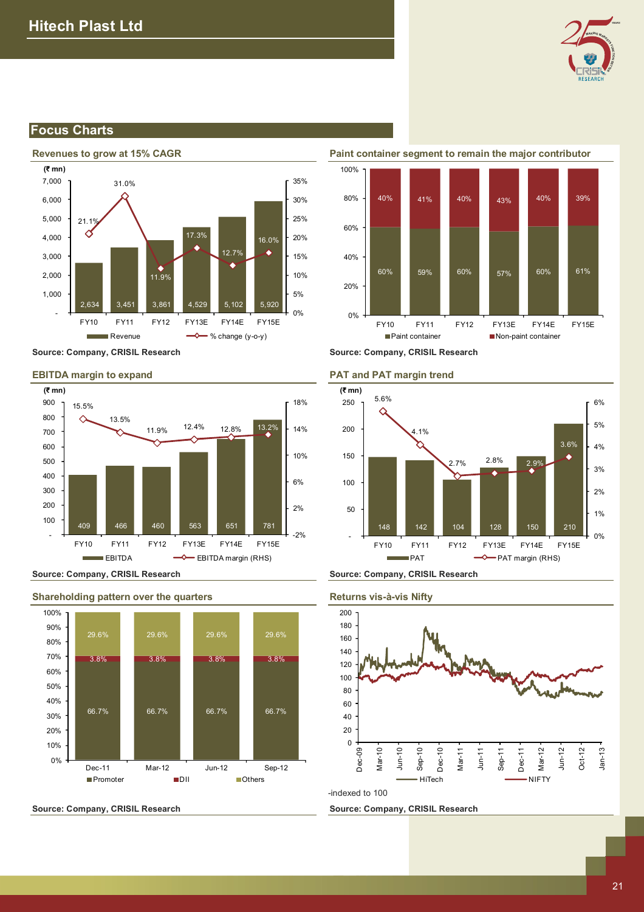## Focus Charts

### Revenues to grow at 15% CAGR

(₹ mn)

| | FY10 | FY11 | FY12 | FY13E | FY14E | FY15E |
|---|---|---|---|---|---|---|
| Revenue | 2,634 | 3,451 | 3,861 | 4,529 | 5,102 | 5,920 |
| % change (y-o-y) | 21.1% | 31.0% | 11.9% | 17.3% | 12.7% | 16.0% |

Source: Company, CRISIL Research

### Paint container segment to remain the major contributor

| | FY10 | FY11 | FY12 | FY13E | FY14E | FY15E |
|---|---|---|---|---|---|---|
| Paint container | 60% | 59% | 60% | 57% | 60% | 61% |
| Non-paint container | 40% | 41% | 40% | 43% | 40% | 39% |

Source: Company, CRISIL Research

### EBITDA margin to expand

(₹ mn)

| | FY10 | FY11 | FY12 | FY13E | FY14E | FY15E |
|---|---|---|---|---|---|---|
| EBITDA | 409 | 466 | 460 | 563 | 651 | 781 |
| EBITDA margin (RHS) | 15.5% | 13.5% | 11.9% | 12.4% | 12.8% | 13.2% |

Source: Company, CRISIL Research

### PAT and PAT margin trend

(₹ mn)

| | FY10 | FY11 | FY12 | FY13E | FY14E | FY15E |
|---|---|---|---|---|---|---|
| PAT | 148 | 142 | 104 | 128 | 150 | 210 |
| PAT margin (RHS) | 5.6% | 4.1% | 2.7% | 2.8% | 2.9% | 3.6% |

Source: Company, CRISIL Research

### Shareholding pattern over the quarters

| | Dec-11 | Mar-12 | Jun-12 | Sep-12 |
|---|---|---|---|---|
| Promoter | 66.7% | 66.7% | 66.7% | 66.7% |
| DII | 3.8% | 3.8% | 3.8% | 3.8% |
| Others | 29.6% | 29.6% | 29.6% | 29.6% |

Source: Company, CRISIL Research

### Returns vis-à-vis Nifty

HiTech vs NIFTY, Dec-09 to Jan-13

-indexed to 100

Source: Company, CRISIL Research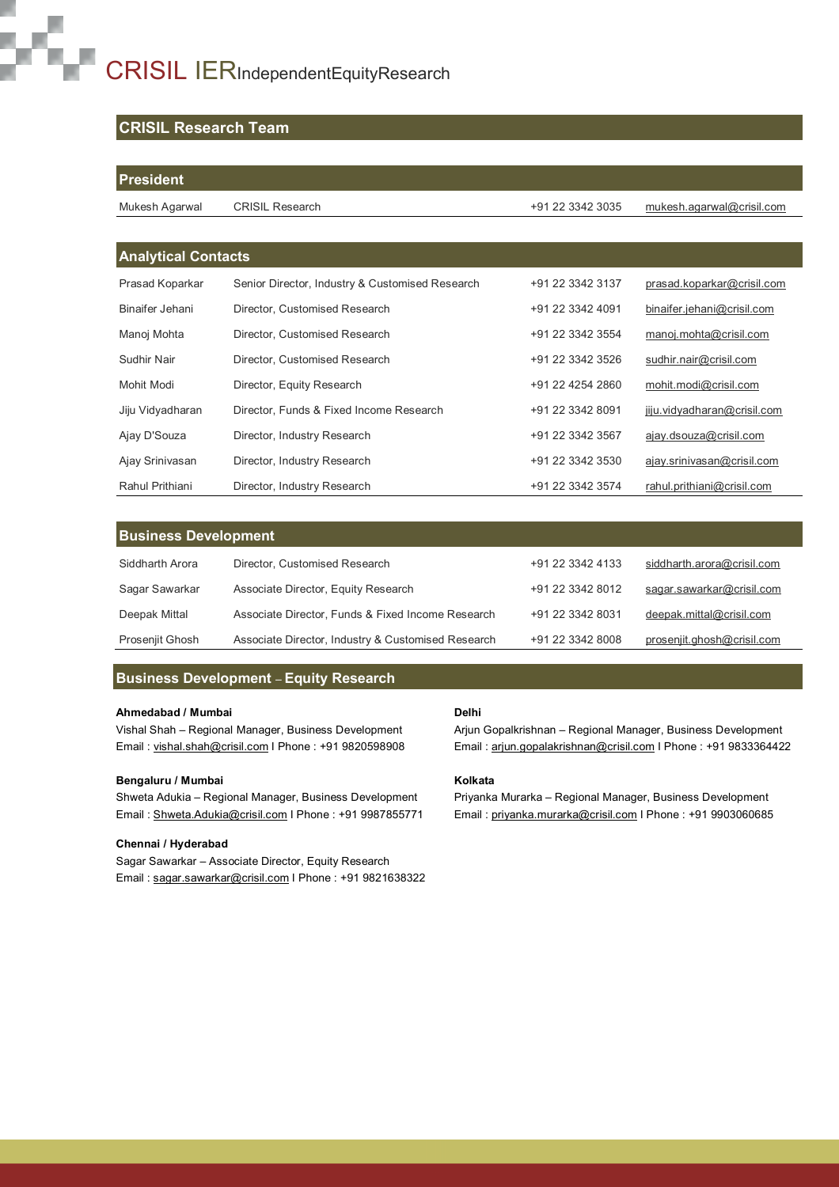# CRISIL IER Independent Equity Research

## CRISIL Research Team

### President

| | | | |
|---|---|---|---|
| Mukesh Agarwal | CRISIL Research | +91 22 3342 3035 | mukesh.agarwal@crisil.com |

### Analytical Contacts

| | | | |
|---|---|---|---|
| Prasad Koparkar | Senior Director, Industry & Customised Research | +91 22 3342 3137 | prasad.koparkar@crisil.com |
| Binaifer Jehani | Director, Customised Research | +91 22 3342 4091 | binaifer.jehani@crisil.com |
| Manoj Mohta | Director, Customised Research | +91 22 3342 3554 | manoj.mohta@crisil.com |
| Sudhir Nair | Director, Customised Research | +91 22 3342 3526 | sudhir.nair@crisil.com |
| Mohit Modi | Director, Equity Research | +91 22 4254 2860 | mohit.modi@crisil.com |
| Jiju Vidyadharan | Director, Funds & Fixed Income Research | +91 22 3342 8091 | jiju.vidyadharan@crisil.com |
| Ajay D'Souza | Director, Industry Research | +91 22 3342 3567 | ajay.dsouza@crisil.com |
| Ajay Srinivasan | Director, Industry Research | +91 22 3342 3530 | ajay.srinivasan@crisil.com |
| Rahul Prithiani | Director, Industry Research | +91 22 3342 3574 | rahul.prithiani@crisil.com |

### Business Development

| | | | |
|---|---|---|---|
| Siddharth Arora | Director, Customised Research | +91 22 3342 4133 | siddharth.arora@crisil.com |
| Sagar Sawarkar | Associate Director, Equity Research | +91 22 3342 8012 | sagar.sawarkar@crisil.com |
| Deepak Mittal | Associate Director, Funds & Fixed Income Research | +91 22 3342 8031 | deepak.mittal@crisil.com |
| Prosenjit Ghosh | Associate Director, Industry & Customised Research | +91 22 3342 8008 | prosenjit.ghosh@crisil.com |

### Business Development – Equity Research

**Ahmedabad / Mumbai**
Vishal Shah – Regional Manager, Business Development
Email : vishal.shah@crisil.com I Phone : +91 9820598908

**Bengaluru / Mumbai**
Shweta Adukia – Regional Manager, Business Development
Email : Shweta.Adukia@crisil.com I Phone : +91 9987855771

**Chennai / Hyderabad**
Sagar Sawarkar – Associate Director, Equity Research
Email : sagar.sawarkar@crisil.com I Phone : +91 9821638322

**Delhi**
Arjun Gopalkrishnan – Regional Manager, Business Development
Email : arjun.gopalakrishnan@crisil.com I Phone : +91 9833364422

**Kolkata**
Priyanka Murarka – Regional Manager, Business Development
Email : priyanka.murarka@crisil.com I Phone : +91 9903060685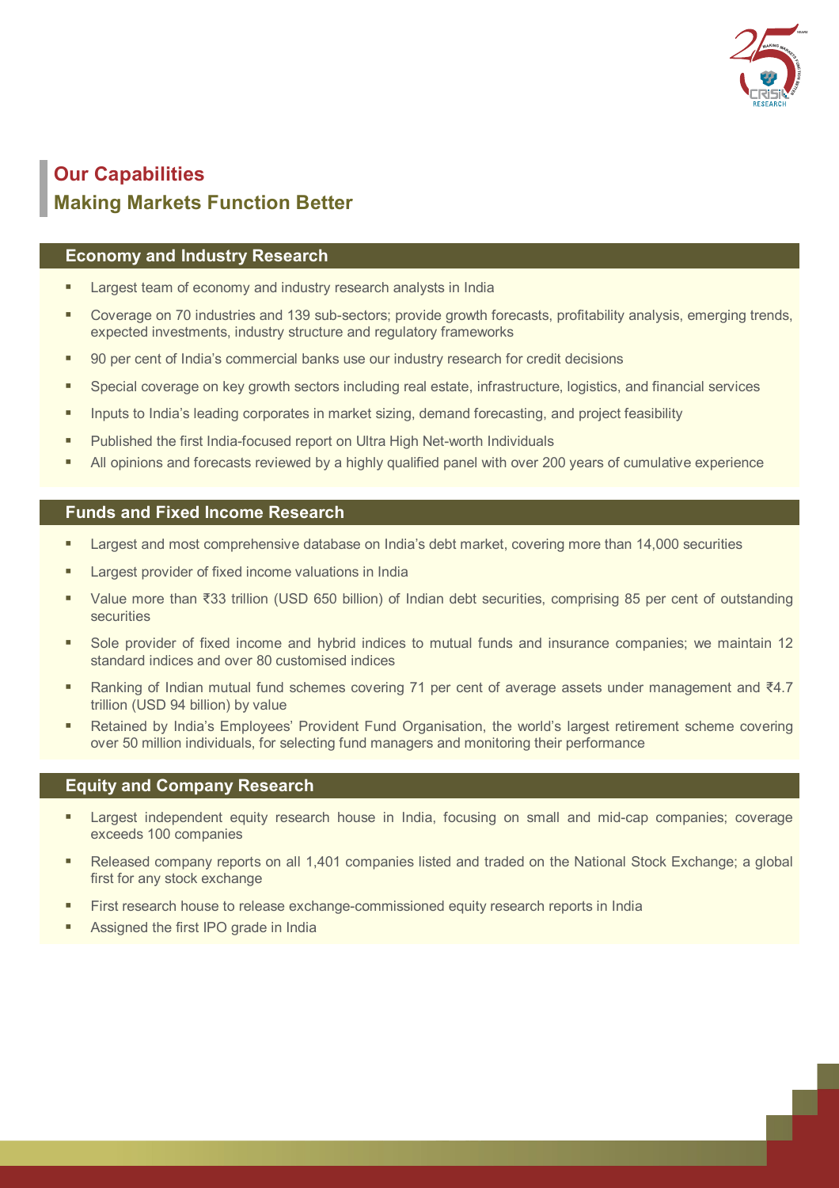## Our Capabilities
## Making Markets Function Better

### Economy and Industry Research

- Largest team of economy and industry research analysts in India
- Coverage on 70 industries and 139 sub-sectors; provide growth forecasts, profitability analysis, emerging trends, expected investments, industry structure and regulatory frameworks
- 90 per cent of India's commercial banks use our industry research for credit decisions
- Special coverage on key growth sectors including real estate, infrastructure, logistics, and financial services
- Inputs to India's leading corporates in market sizing, demand forecasting, and project feasibility
- Published the first India-focused report on Ultra High Net-worth Individuals
- All opinions and forecasts reviewed by a highly qualified panel with over 200 years of cumulative experience

### Funds and Fixed Income Research

- Largest and most comprehensive database on India's debt market, covering more than 14,000 securities
- Largest provider of fixed income valuations in India
- Value more than ₹33 trillion (USD 650 billion) of Indian debt securities, comprising 85 per cent of outstanding securities
- Sole provider of fixed income and hybrid indices to mutual funds and insurance companies; we maintain 12 standard indices and over 80 customised indices
- Ranking of Indian mutual fund schemes covering 71 per cent of average assets under management and ₹4.7 trillion (USD 94 billion) by value
- Retained by India's Employees' Provident Fund Organisation, the world's largest retirement scheme covering over 50 million individuals, for selecting fund managers and monitoring their performance

### Equity and Company Research

- Largest independent equity research house in India, focusing on small and mid-cap companies; coverage exceeds 100 companies
- Released company reports on all 1,401 companies listed and traded on the National Stock Exchange; a global first for any stock exchange
- First research house to release exchange-commissioned equity research reports in India
- Assigned the first IPO grade in India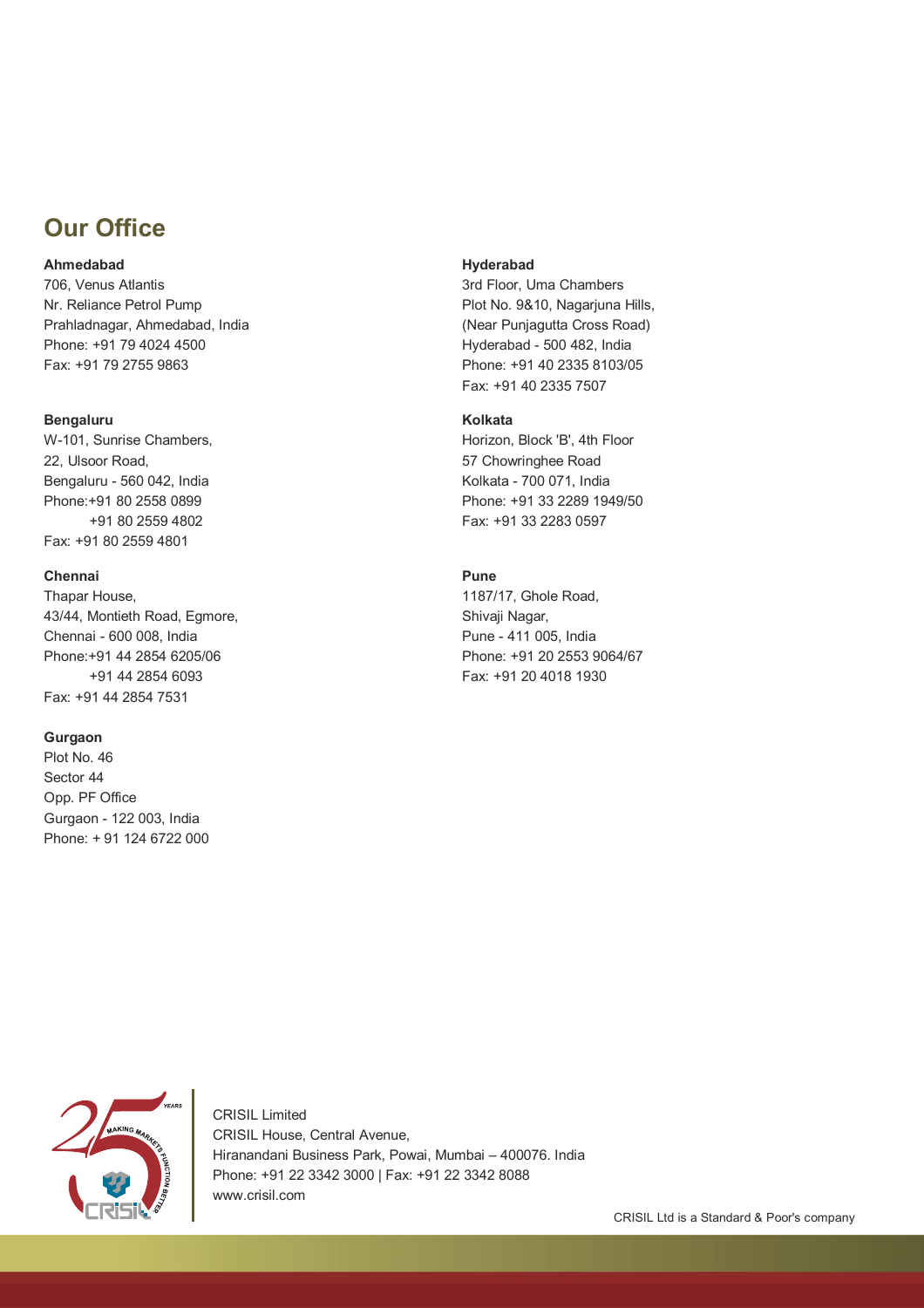## Our Office

**Ahmedabad**
706, Venus Atlantis
Nr. Reliance Petrol Pump
Prahladnagar, Ahmedabad, India
Phone: +91 79 4024 4500
Fax: +91 79 2755 9863

**Bengaluru**
W-101, Sunrise Chambers,
22, Ulsoor Road,
Bengaluru - 560 042, India
Phone:+91 80 2558 0899
+91 80 2559 4802
Fax: +91 80 2559 4801

**Chennai**
Thapar House,
43/44, Montieth Road, Egmore,
Chennai - 600 008, India
Phone:+91 44 2854 6205/06
+91 44 2854 6093
Fax: +91 44 2854 7531

**Gurgaon**
Plot No. 46
Sector 44
Opp. PF Office
Gurgaon - 122 003, India
Phone: + 91 124 6722 000

**Hyderabad**
3rd Floor, Uma Chambers
Plot No. 9&10, Nagarjuna Hills,
(Near Punjagutta Cross Road)
Hyderabad - 500 482, India
Phone: +91 40 2335 8103/05
Fax: +91 40 2335 7507

**Kolkata**
Horizon, Block 'B', 4th Floor
57 Chowringhee Road
Kolkata - 700 071, India
Phone: +91 33 2289 1949/50
Fax: +91 33 2283 0597

**Pune**
1187/17, Ghole Road,
Shivaji Nagar,
Pune - 411 005, India
Phone: +91 20 2553 9064/67
Fax: +91 20 4018 1930

CRISIL Limited
CRISIL House, Central Avenue,
Hiranandani Business Park, Powai, Mumbai – 400076. India
Phone: +91 22 3342 3000 | Fax: +91 22 3342 8088
www.crisil.com

CRISIL Ltd is a Standard & Poor's company